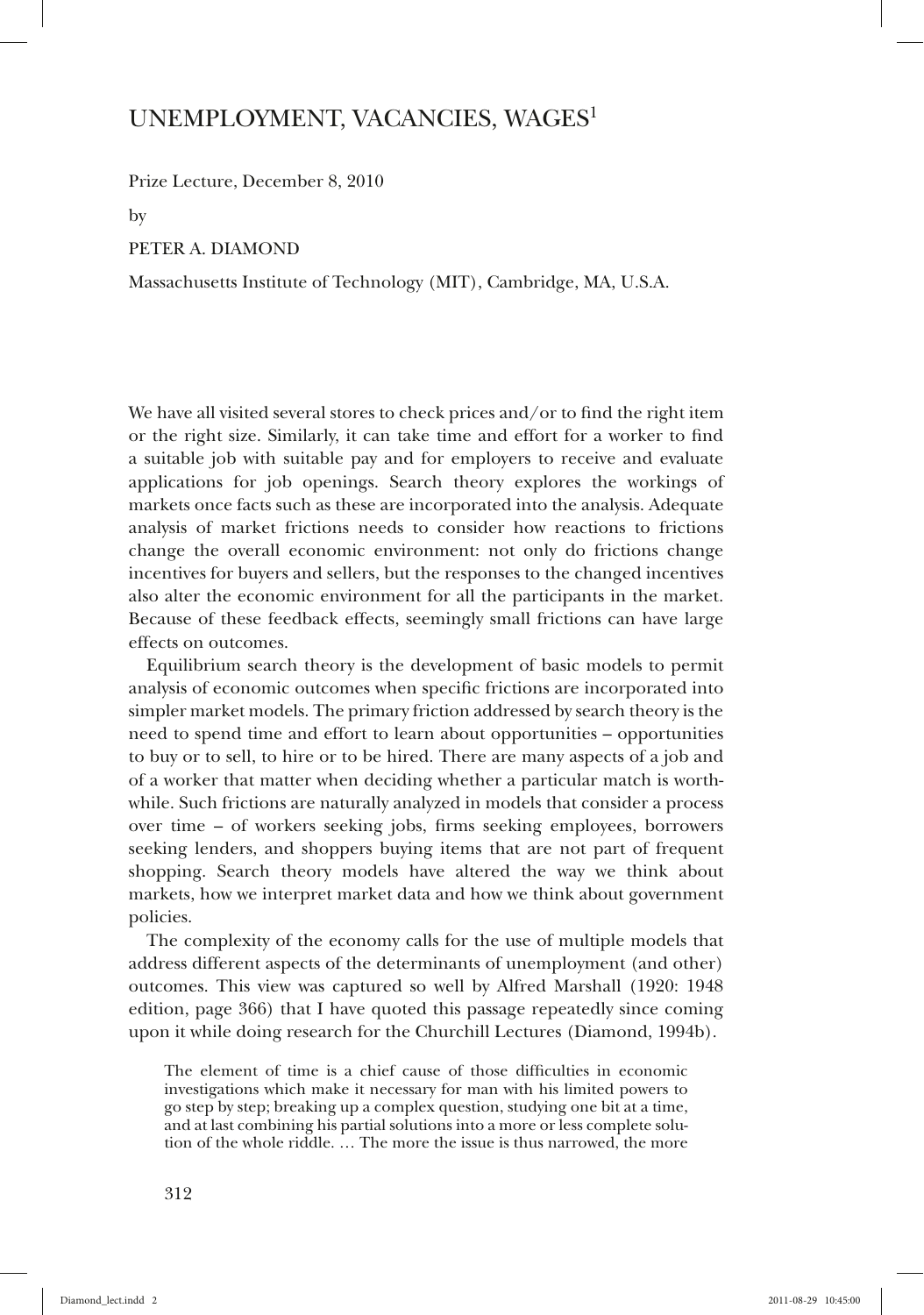# UNEMPLOYMENT, VACANCIES, WAGES[1]

Prize Lecture, December 8, 2010

by

PETER A. DIAMOND

Massachusetts Institute of Technology (MIT), Cambridge, MA, U.S.A.

We have all visited several stores to check prices and/or to find the right item or the right size. Similarly, it can take time and effort for a worker to find a suitable job with suitable pay and for employers to receive and evaluate applications for job openings. Search theory explores the workings of markets once facts such as these are incorporated into the analysis. Adequate analysis of market frictions needs to consider how reactions to frictions change the overall economic environment: not only do frictions change incentives for buyers and sellers, but the responses to the changed incentives also alter the economic environment for all the participants in the market. Because of these feedback effects, seemingly small frictions can have large effects on outcomes.

Equilibrium search theory is the development of basic models to permit analysis of economic outcomes when specific frictions are incorporated into simpler market models. The primary friction addressed by search theory is the need to spend time and effort to learn about opportunities – opportunities to buy or to sell, to hire or to be hired. There are many aspects of a job and of a worker that matter when deciding whether a particular match is worthwhile. Such frictions are naturally analyzed in models that consider a process over time – of workers seeking jobs, firms seeking employees, borrowers seeking lenders, and shoppers buying items that are not part of frequent shopping. Search theory models have altered the way we think about markets, how we interpret market data and how we think about government policies.

The complexity of the economy calls for the use of multiple models that address different aspects of the determinants of unemployment (and other) outcomes. This view was captured so well by Alfred Marshall (1920: 1948 edition, page 366) that I have quoted this passage repeatedly since coming upon it while doing research for the Churchill Lectures (Diamond, 1994b).

> The element of time is a chief cause of those difficulties in economic investigations which make it necessary for man with his limited powers to go step by step; breaking up a complex question, studying one bit at a time, and at last combining his partial solutions into a more or less complete solution of the whole riddle. … The more the issue is thus narrowed, the more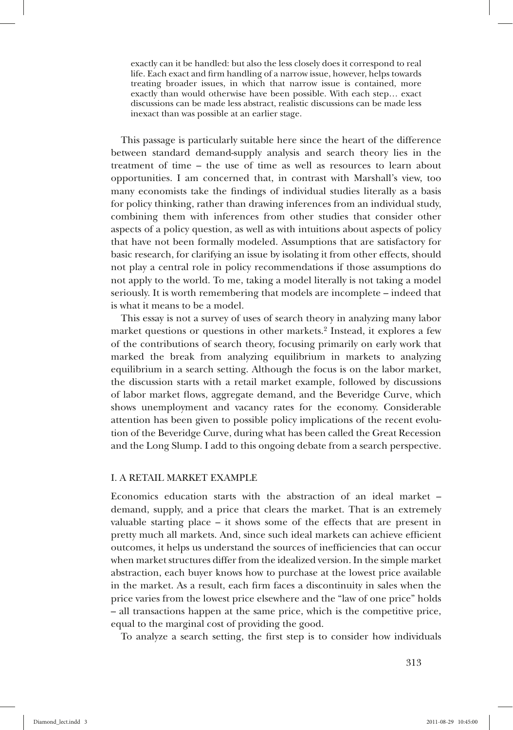> exactly can it be handled: but also the less closely does it correspond to real life. Each exact and firm handling of a narrow issue, however, helps towards treating broader issues, in which that narrow issue is contained, more exactly than would otherwise have been possible. With each step… exact discussions can be made less abstract, realistic discussions can be made less inexact than was possible at an earlier stage.

This passage is particularly suitable here since the heart of the difference between standard demand-supply analysis and search theory lies in the treatment of time – the use of time as well as resources to learn about opportunities. I am concerned that, in contrast with Marshall's view, too many economists take the findings of individual studies literally as a basis for policy thinking, rather than drawing inferences from an individual study, combining them with inferences from other studies that consider other aspects of a policy question, as well as with intuitions about aspects of policy that have not been formally modeled. Assumptions that are satisfactory for basic research, for clarifying an issue by isolating it from other effects, should not play a central role in policy recommendations if those assumptions do not apply to the world. To me, taking a model literally is not taking a model seriously. It is worth remembering that models are incomplete – indeed that is what it means to be a model.

This essay is not a survey of uses of search theory in analyzing many labor market questions or questions in other markets.[2] Instead, it explores a few of the contributions of search theory, focusing primarily on early work that marked the break from analyzing equilibrium in markets to analyzing equilibrium in a search setting. Although the focus is on the labor market, the discussion starts with a retail market example, followed by discussions of labor market flows, aggregate demand, and the Beveridge Curve, which shows unemployment and vacancy rates for the economy. Considerable attention has been given to possible policy implications of the recent evolution of the Beveridge Curve, during what has been called the Great Recession and the Long Slump. I add to this ongoing debate from a search perspective.

## I. A RETAIL MARKET EXAMPLE

Economics education starts with the abstraction of an ideal market – demand, supply, and a price that clears the market. That is an extremely valuable starting place – it shows some of the effects that are present in pretty much all markets. And, since such ideal markets can achieve efficient outcomes, it helps us understand the sources of inefficiencies that can occur when market structures differ from the idealized version. In the simple market abstraction, each buyer knows how to purchase at the lowest price available in the market. As a result, each firm faces a discontinuity in sales when the price varies from the lowest price elsewhere and the "law of one price" holds – all transactions happen at the same price, which is the competitive price, equal to the marginal cost of providing the good.

To analyze a search setting, the first step is to consider how individuals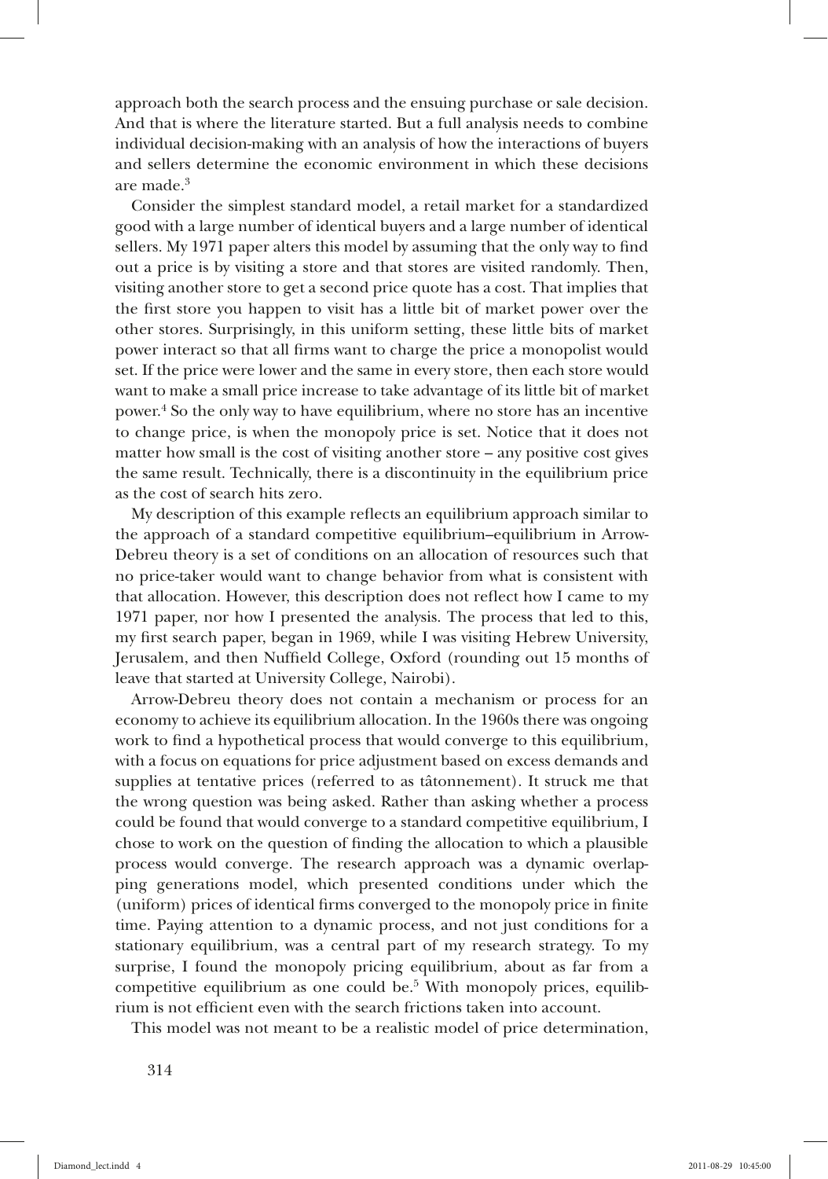approach both the search process and the ensuing purchase or sale decision. And that is where the literature started. But a full analysis needs to combine individual decision-making with an analysis of how the interactions of buyers and sellers determine the economic environment in which these decisions are made.[3]

Consider the simplest standard model, a retail market for a standardized good with a large number of identical buyers and a large number of identical sellers. My 1971 paper alters this model by assuming that the only way to find out a price is by visiting a store and that stores are visited randomly. Then, visiting another store to get a second price quote has a cost. That implies that the first store you happen to visit has a little bit of market power over the other stores. Surprisingly, in this uniform setting, these little bits of market power interact so that all firms want to charge the price a monopolist would set. If the price were lower and the same in every store, then each store would want to make a small price increase to take advantage of its little bit of market power.[4] So the only way to have equilibrium, where no store has an incentive to change price, is when the monopoly price is set. Notice that it does not matter how small is the cost of visiting another store – any positive cost gives the same result. Technically, there is a discontinuity in the equilibrium price as the cost of search hits zero.

My description of this example reflects an equilibrium approach similar to the approach of a standard competitive equilibrium–equilibrium in Arrow-Debreu theory is a set of conditions on an allocation of resources such that no price-taker would want to change behavior from what is consistent with that allocation. However, this description does not reflect how I came to my 1971 paper, nor how I presented the analysis. The process that led to this, my first search paper, began in 1969, while I was visiting Hebrew University, Jerusalem, and then Nuffield College, Oxford (rounding out 15 months of leave that started at University College, Nairobi).

Arrow-Debreu theory does not contain a mechanism or process for an economy to achieve its equilibrium allocation. In the 1960s there was ongoing work to find a hypothetical process that would converge to this equilibrium, with a focus on equations for price adjustment based on excess demands and supplies at tentative prices (referred to as tâtonnement). It struck me that the wrong question was being asked. Rather than asking whether a process could be found that would converge to a standard competitive equilibrium, I chose to work on the question of finding the allocation to which a plausible process would converge. The research approach was a dynamic overlapping generations model, which presented conditions under which the (uniform) prices of identical firms converged to the monopoly price in finite time. Paying attention to a dynamic process, and not just conditions for a stationary equilibrium, was a central part of my research strategy. To my surprise, I found the monopoly pricing equilibrium, about as far from a competitive equilibrium as one could be.[5] With monopoly prices, equilibrium is not efficient even with the search frictions taken into account.

This model was not meant to be a realistic model of price determination,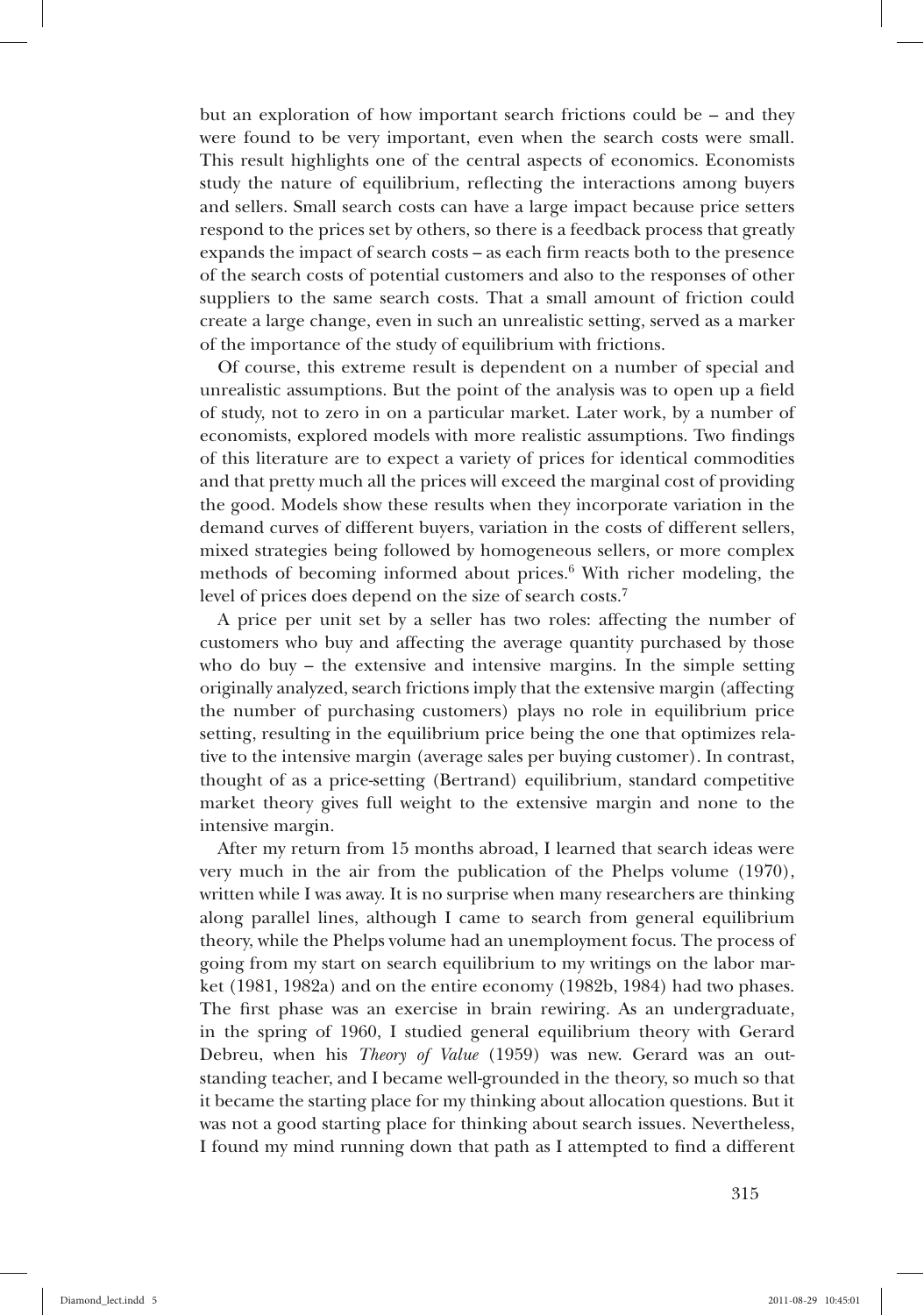but an exploration of how important search frictions could be – and they were found to be very important, even when the search costs were small. This result highlights one of the central aspects of economics. Economists study the nature of equilibrium, reflecting the interactions among buyers and sellers. Small search costs can have a large impact because price setters respond to the prices set by others, so there is a feedback process that greatly expands the impact of search costs – as each firm reacts both to the presence of the search costs of potential customers and also to the responses of other suppliers to the same search costs. That a small amount of friction could create a large change, even in such an unrealistic setting, served as a marker of the importance of the study of equilibrium with frictions.

Of course, this extreme result is dependent on a number of special and unrealistic assumptions. But the point of the analysis was to open up a field of study, not to zero in on a particular market. Later work, by a number of economists, explored models with more realistic assumptions. Two findings of this literature are to expect a variety of prices for identical commodities and that pretty much all the prices will exceed the marginal cost of providing the good. Models show these results when they incorporate variation in the demand curves of different buyers, variation in the costs of different sellers, mixed strategies being followed by homogeneous sellers, or more complex methods of becoming informed about prices.[6] With richer modeling, the level of prices does depend on the size of search costs.[7]

A price per unit set by a seller has two roles: affecting the number of customers who buy and affecting the average quantity purchased by those who do buy – the extensive and intensive margins. In the simple setting originally analyzed, search frictions imply that the extensive margin (affecting the number of purchasing customers) plays no role in equilibrium price setting, resulting in the equilibrium price being the one that optimizes relative to the intensive margin (average sales per buying customer). In contrast, thought of as a price-setting (Bertrand) equilibrium, standard competitive market theory gives full weight to the extensive margin and none to the intensive margin.

After my return from 15 months abroad, I learned that search ideas were very much in the air from the publication of the Phelps volume (1970), written while I was away. It is no surprise when many researchers are thinking along parallel lines, although I came to search from general equilibrium theory, while the Phelps volume had an unemployment focus. The process of going from my start on search equilibrium to my writings on the labor market (1981, 1982a) and on the entire economy (1982b, 1984) had two phases. The first phase was an exercise in brain rewiring. As an undergraduate, in the spring of 1960, I studied general equilibrium theory with Gerard Debreu, when his *Theory of Value* (1959) was new. Gerard was an outstanding teacher, and I became well-grounded in the theory, so much so that it became the starting place for my thinking about allocation questions. But it was not a good starting place for thinking about search issues. Nevertheless, I found my mind running down that path as I attempted to find a different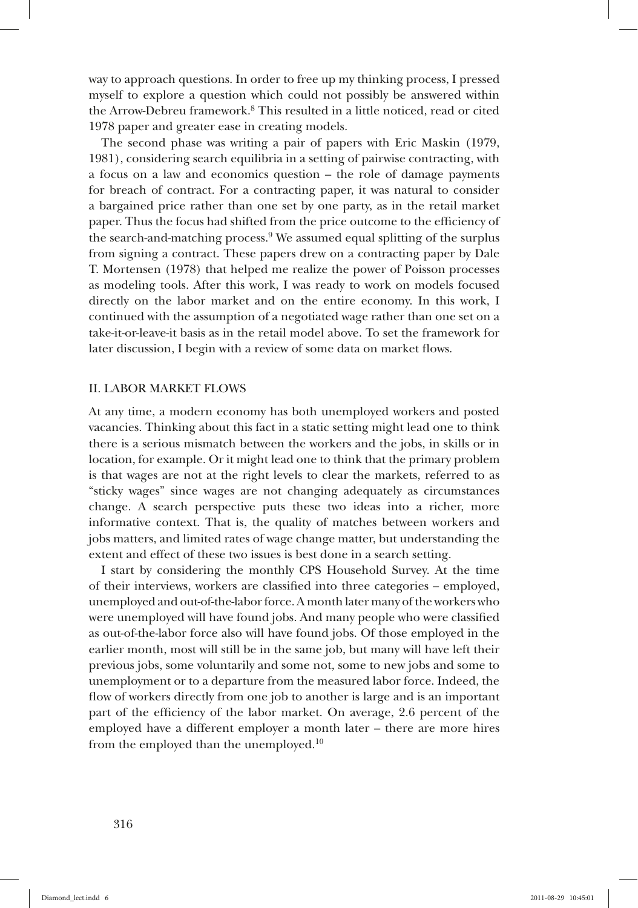way to approach questions. In order to free up my thinking process, I pressed myself to explore a question which could not possibly be answered within the Arrow-Debreu framework.[8] This resulted in a little noticed, read or cited 1978 paper and greater ease in creating models.

The second phase was writing a pair of papers with Eric Maskin (1979, 1981), considering search equilibria in a setting of pairwise contracting, with a focus on a law and economics question – the role of damage payments for breach of contract. For a contracting paper, it was natural to consider a bargained price rather than one set by one party, as in the retail market paper. Thus the focus had shifted from the price outcome to the efficiency of the search-and-matching process.[9] We assumed equal splitting of the surplus from signing a contract. These papers drew on a contracting paper by Dale T. Mortensen (1978) that helped me realize the power of Poisson processes as modeling tools. After this work, I was ready to work on models focused directly on the labor market and on the entire economy. In this work, I continued with the assumption of a negotiated wage rather than one set on a take-it-or-leave-it basis as in the retail model above. To set the framework for later discussion, I begin with a review of some data on market flows.

## II. LABOR MARKET FLOWS

At any time, a modern economy has both unemployed workers and posted vacancies. Thinking about this fact in a static setting might lead one to think there is a serious mismatch between the workers and the jobs, in skills or in location, for example. Or it might lead one to think that the primary problem is that wages are not at the right levels to clear the markets, referred to as "sticky wages" since wages are not changing adequately as circumstances change. A search perspective puts these two ideas into a richer, more informative context. That is, the quality of matches between workers and jobs matters, and limited rates of wage change matter, but understanding the extent and effect of these two issues is best done in a search setting.

I start by considering the monthly CPS Household Survey. At the time of their interviews, workers are classified into three categories – employed, unemployed and out-of-the-labor force. A month later many of the workers who were unemployed will have found jobs. And many people who were classified as out-of-the-labor force also will have found jobs. Of those employed in the earlier month, most will still be in the same job, but many will have left their previous jobs, some voluntarily and some not, some to new jobs and some to unemployment or to a departure from the measured labor force. Indeed, the flow of workers directly from one job to another is large and is an important part of the efficiency of the labor market. On average, 2.6 percent of the employed have a different employer a month later – there are more hires from the employed than the unemployed.[10]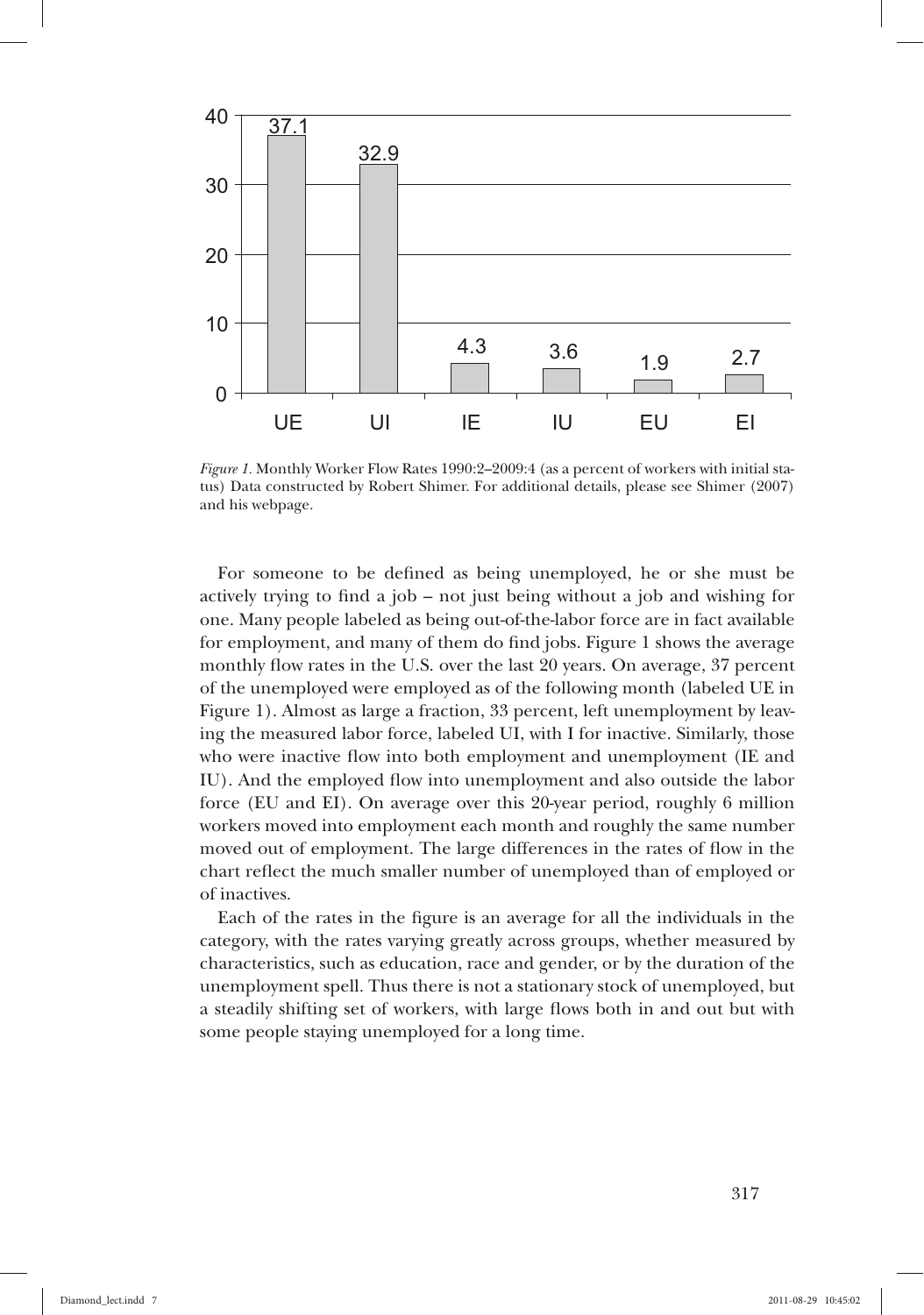*Figure 1.* Monthly Worker Flow Rates 1990:2–2009:4 (as a percent of workers with initial status) Data constructed by Robert Shimer. For additional details, please see Shimer (2007) and his webpage.

For someone to be defined as being unemployed, he or she must be actively trying to find a job – not just being without a job and wishing for one. Many people labeled as being out-of-the-labor force are in fact available for employment, and many of them do find jobs. Figure 1 shows the average monthly flow rates in the U.S. over the last 20 years. On average, 37 percent of the unemployed were employed as of the following month (labeled UE in Figure 1). Almost as large a fraction, 33 percent, left unemployment by leaving the measured labor force, labeled UI, with I for inactive. Similarly, those who were inactive flow into both employment and unemployment (IE and IU). And the employed flow into unemployment and also outside the labor force (EU and EI). On average over this 20-year period, roughly 6 million workers moved into employment each month and roughly the same number moved out of employment. The large differences in the rates of flow in the chart reflect the much smaller number of unemployed than of employed or of inactives.

Each of the rates in the figure is an average for all the individuals in the category, with the rates varying greatly across groups, whether measured by characteristics, such as education, race and gender, or by the duration of the unemployment spell. Thus there is not a stationary stock of unemployed, but a steadily shifting set of workers, with large flows both in and out but with some people staying unemployed for a long time.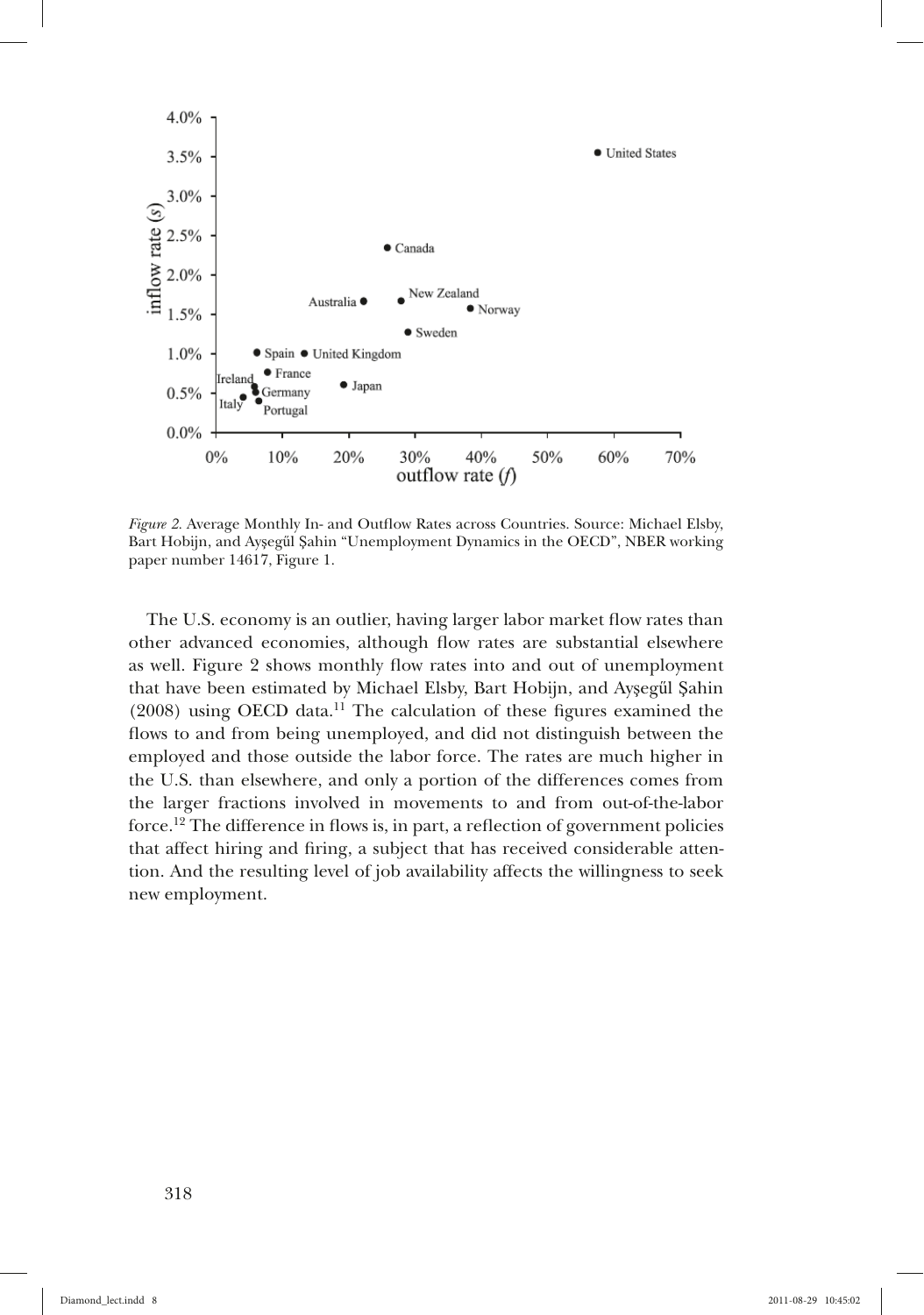*Figure 2.* Average Monthly In- and Outflow Rates across Countries. Source: Michael Elsby, Bart Hobijn, and Ayşegűl Şahin "Unemployment Dynamics in the OECD", NBER working paper number 14617, Figure 1.

The U.S. economy is an outlier, having larger labor market flow rates than other advanced economies, although flow rates are substantial elsewhere as well. Figure 2 shows monthly flow rates into and out of unemployment that have been estimated by Michael Elsby, Bart Hobijn, and Ayşegűl Şahin (2008) using OECD data.[11] The calculation of these figures examined the flows to and from being unemployed, and did not distinguish between the employed and those outside the labor force. The rates are much higher in the U.S. than elsewhere, and only a portion of the differences comes from the larger fractions involved in movements to and from out-of-the-labor force.[12] The difference in flows is, in part, a reflection of government policies that affect hiring and firing, a subject that has received considerable attention. And the resulting level of job availability affects the willingness to seek new employment.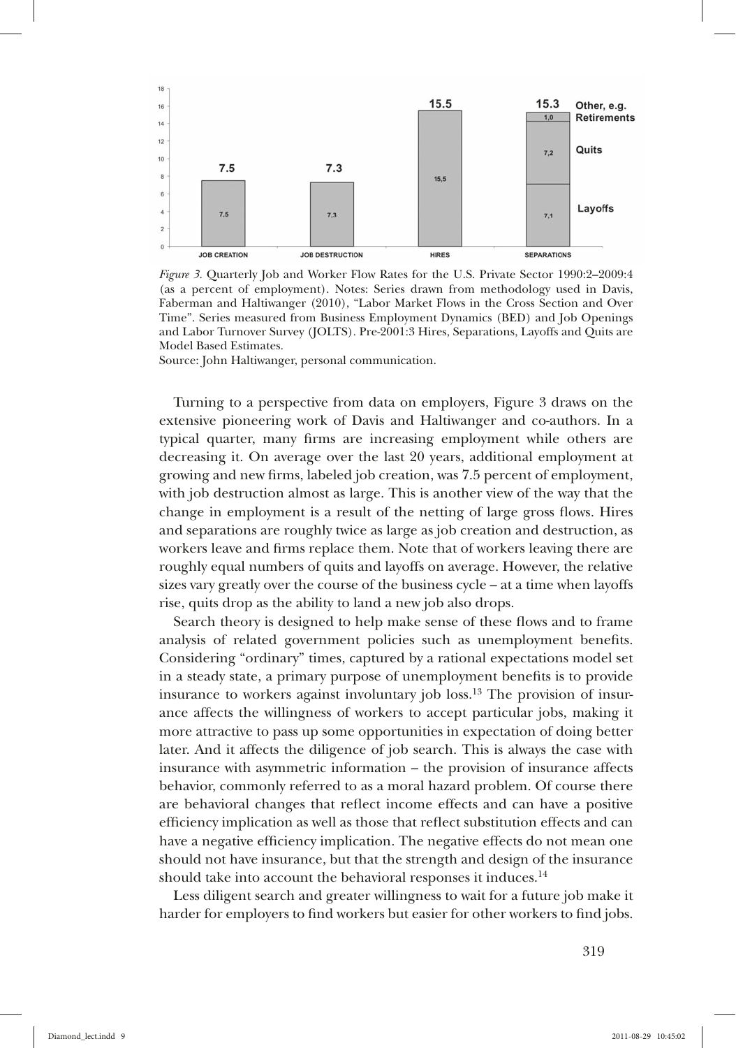*Figure 3.* Quarterly Job and Worker Flow Rates for the U.S. Private Sector 1990:2–2009:4 (as a percent of employment). Notes: Series drawn from methodology used in Davis, Faberman and Haltiwanger (2010), "Labor Market Flows in the Cross Section and Over Time". Series measured from Business Employment Dynamics (BED) and Job Openings and Labor Turnover Survey (JOLTS). Pre-2001:3 Hires, Separations, Layoffs and Quits are Model Based Estimates.

Source: John Haltiwanger, personal communication.

Turning to a perspective from data on employers, Figure 3 draws on the extensive pioneering work of Davis and Haltiwanger and co-authors. In a typical quarter, many firms are increasing employment while others are decreasing it. On average over the last 20 years, additional employment at growing and new firms, labeled job creation, was 7.5 percent of employment, with job destruction almost as large. This is another view of the way that the change in employment is a result of the netting of large gross flows. Hires and separations are roughly twice as large as job creation and destruction, as workers leave and firms replace them. Note that of workers leaving there are roughly equal numbers of quits and layoffs on average. However, the relative sizes vary greatly over the course of the business cycle – at a time when layoffs rise, quits drop as the ability to land a new job also drops.

Search theory is designed to help make sense of these flows and to frame analysis of related government policies such as unemployment benefits. Considering "ordinary" times, captured by a rational expectations model set in a steady state, a primary purpose of unemployment benefits is to provide insurance to workers against involuntary job loss.[13] The provision of insurance affects the willingness of workers to accept particular jobs, making it more attractive to pass up some opportunities in expectation of doing better later. And it affects the diligence of job search. This is always the case with insurance with asymmetric information – the provision of insurance affects behavior, commonly referred to as a moral hazard problem. Of course there are behavioral changes that reflect income effects and can have a positive efficiency implication as well as those that reflect substitution effects and can have a negative efficiency implication. The negative effects do not mean one should not have insurance, but that the strength and design of the insurance should take into account the behavioral responses it induces.[14]

Less diligent search and greater willingness to wait for a future job make it harder for employers to find workers but easier for other workers to find jobs.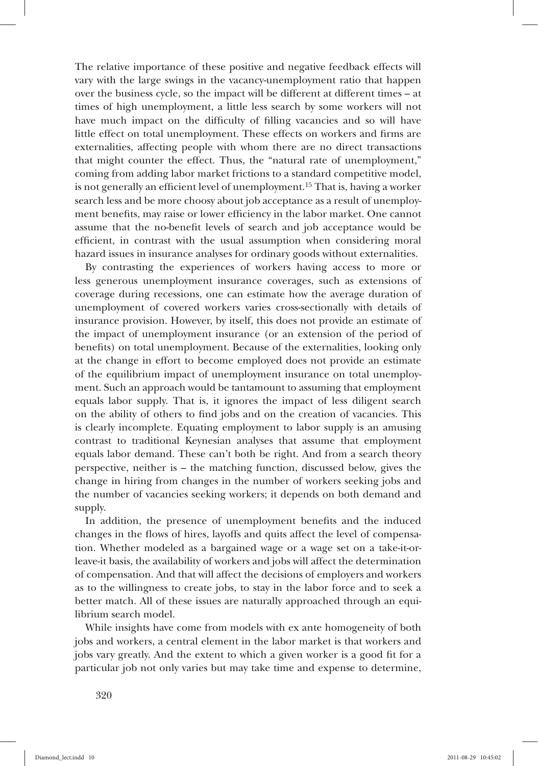The relative importance of these positive and negative feedback effects will vary with the large swings in the vacancy-unemployment ratio that happen over the business cycle, so the impact will be different at different times – at times of high unemployment, a little less search by some workers will not have much impact on the difficulty of filling vacancies and so will have little effect on total unemployment. These effects on workers and firms are externalities, affecting people with whom there are no direct transactions that might counter the effect. Thus, the "natural rate of unemployment," coming from adding labor market frictions to a standard competitive model, is not generally an efficient level of unemployment.[15] That is, having a worker search less and be more choosy about job acceptance as a result of unemployment benefits, may raise or lower efficiency in the labor market. One cannot assume that the no-benefit levels of search and job acceptance would be efficient, in contrast with the usual assumption when considering moral hazard issues in insurance analyses for ordinary goods without externalities.

By contrasting the experiences of workers having access to more or less generous unemployment insurance coverages, such as extensions of coverage during recessions, one can estimate how the average duration of unemployment of covered workers varies cross-sectionally with details of insurance provision. However, by itself, this does not provide an estimate of the impact of unemployment insurance (or an extension of the period of benefits) on total unemployment. Because of the externalities, looking only at the change in effort to become employed does not provide an estimate of the equilibrium impact of unemployment insurance on total unemployment. Such an approach would be tantamount to assuming that employment equals labor supply. That is, it ignores the impact of less diligent search on the ability of others to find jobs and on the creation of vacancies. This is clearly incomplete. Equating employment to labor supply is an amusing contrast to traditional Keynesian analyses that assume that employment equals labor demand. These can't both be right. And from a search theory perspective, neither is – the matching function, discussed below, gives the change in hiring from changes in the number of workers seeking jobs and the number of vacancies seeking workers; it depends on both demand and supply.

In addition, the presence of unemployment benefits and the induced changes in the flows of hires, layoffs and quits affect the level of compensation. Whether modeled as a bargained wage or a wage set on a take-it-or-leave-it basis, the availability of workers and jobs will affect the determination of compensation. And that will affect the decisions of employers and workers as to the willingness to create jobs, to stay in the labor force and to seek a better match. All of these issues are naturally approached through an equilibrium search model.

While insights have come from models with ex ante homogeneity of both jobs and workers, a central element in the labor market is that workers and jobs vary greatly. And the extent to which a given worker is a good fit for a particular job not only varies but may take time and expense to determine,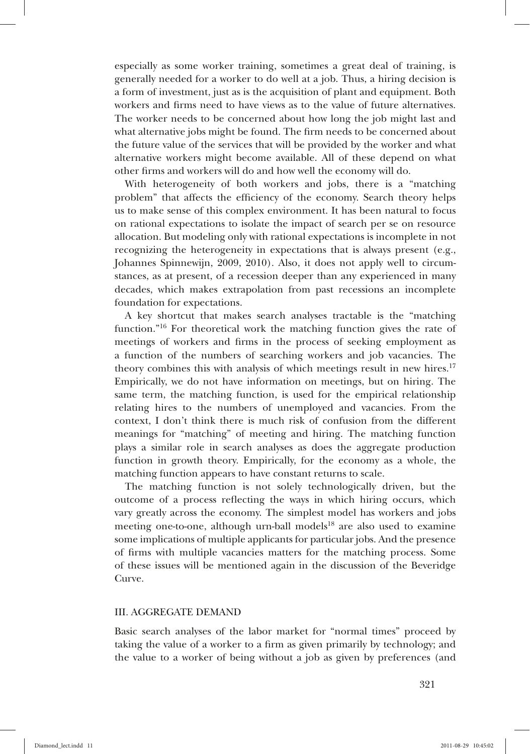especially as some worker training, sometimes a great deal of training, is generally needed for a worker to do well at a job. Thus, a hiring decision is a form of investment, just as is the acquisition of plant and equipment. Both workers and firms need to have views as to the value of future alternatives. The worker needs to be concerned about how long the job might last and what alternative jobs might be found. The firm needs to be concerned about the future value of the services that will be provided by the worker and what alternative workers might become available. All of these depend on what other firms and workers will do and how well the economy will do.

With heterogeneity of both workers and jobs, there is a "matching problem" that affects the efficiency of the economy. Search theory helps us to make sense of this complex environment. It has been natural to focus on rational expectations to isolate the impact of search per se on resource allocation. But modeling only with rational expectations is incomplete in not recognizing the heterogeneity in expectations that is always present (e.g., Johannes Spinnewijn, 2009, 2010). Also, it does not apply well to circumstances, as at present, of a recession deeper than any experienced in many decades, which makes extrapolation from past recessions an incomplete foundation for expectations.

A key shortcut that makes search analyses tractable is the "matching function."[16] For theoretical work the matching function gives the rate of meetings of workers and firms in the process of seeking employment as a function of the numbers of searching workers and job vacancies. The theory combines this with analysis of which meetings result in new hires.[17] Empirically, we do not have information on meetings, but on hiring. The same term, the matching function, is used for the empirical relationship relating hires to the numbers of unemployed and vacancies. From the context, I don't think there is much risk of confusion from the different meanings for "matching" of meeting and hiring. The matching function plays a similar role in search analyses as does the aggregate production function in growth theory. Empirically, for the economy as a whole, the matching function appears to have constant returns to scale.

The matching function is not solely technologically driven, but the outcome of a process reflecting the ways in which hiring occurs, which vary greatly across the economy. The simplest model has workers and jobs meeting one-to-one, although urn-ball models[18] are also used to examine some implications of multiple applicants for particular jobs. And the presence of firms with multiple vacancies matters for the matching process. Some of these issues will be mentioned again in the discussion of the Beveridge Curve.

## III. AGGREGATE DEMAND

Basic search analyses of the labor market for "normal times" proceed by taking the value of a worker to a firm as given primarily by technology; and the value to a worker of being without a job as given by preferences (and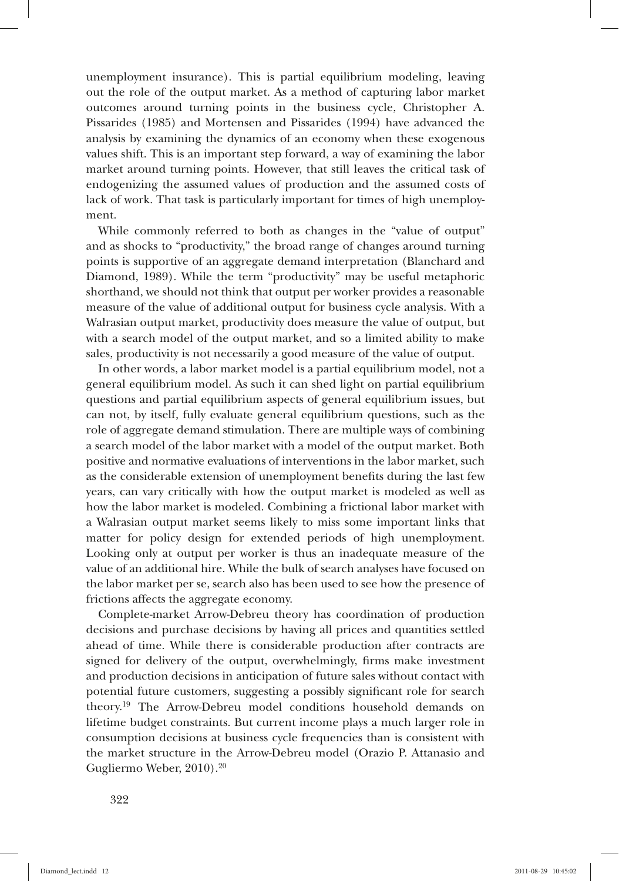unemployment insurance). This is partial equilibrium modeling, leaving out the role of the output market. As a method of capturing labor market outcomes around turning points in the business cycle, Christopher A. Pissarides (1985) and Mortensen and Pissarides (1994) have advanced the analysis by examining the dynamics of an economy when these exogenous values shift. This is an important step forward, a way of examining the labor market around turning points. However, that still leaves the critical task of endogenizing the assumed values of production and the assumed costs of lack of work. That task is particularly important for times of high unemployment.

While commonly referred to both as changes in the "value of output" and as shocks to "productivity," the broad range of changes around turning points is supportive of an aggregate demand interpretation (Blanchard and Diamond, 1989). While the term "productivity" may be useful metaphoric shorthand, we should not think that output per worker provides a reasonable measure of the value of additional output for business cycle analysis. With a Walrasian output market, productivity does measure the value of output, but with a search model of the output market, and so a limited ability to make sales, productivity is not necessarily a good measure of the value of output.

In other words, a labor market model is a partial equilibrium model, not a general equilibrium model. As such it can shed light on partial equilibrium questions and partial equilibrium aspects of general equilibrium issues, but can not, by itself, fully evaluate general equilibrium questions, such as the role of aggregate demand stimulation. There are multiple ways of combining a search model of the labor market with a model of the output market. Both positive and normative evaluations of interventions in the labor market, such as the considerable extension of unemployment benefits during the last few years, can vary critically with how the output market is modeled as well as how the labor market is modeled. Combining a frictional labor market with a Walrasian output market seems likely to miss some important links that matter for policy design for extended periods of high unemployment. Looking only at output per worker is thus an inadequate measure of the value of an additional hire. While the bulk of search analyses have focused on the labor market per se, search also has been used to see how the presence of frictions affects the aggregate economy.

Complete-market Arrow-Debreu theory has coordination of production decisions and purchase decisions by having all prices and quantities settled ahead of time. While there is considerable production after contracts are signed for delivery of the output, overwhelmingly, firms make investment and production decisions in anticipation of future sales without contact with potential future customers, suggesting a possibly significant role for search theory.[19] The Arrow-Debreu model conditions household demands on lifetime budget constraints. But current income plays a much larger role in consumption decisions at business cycle frequencies than is consistent with the market structure in the Arrow-Debreu model (Orazio P. Attanasio and Gugliermo Weber, 2010).[20]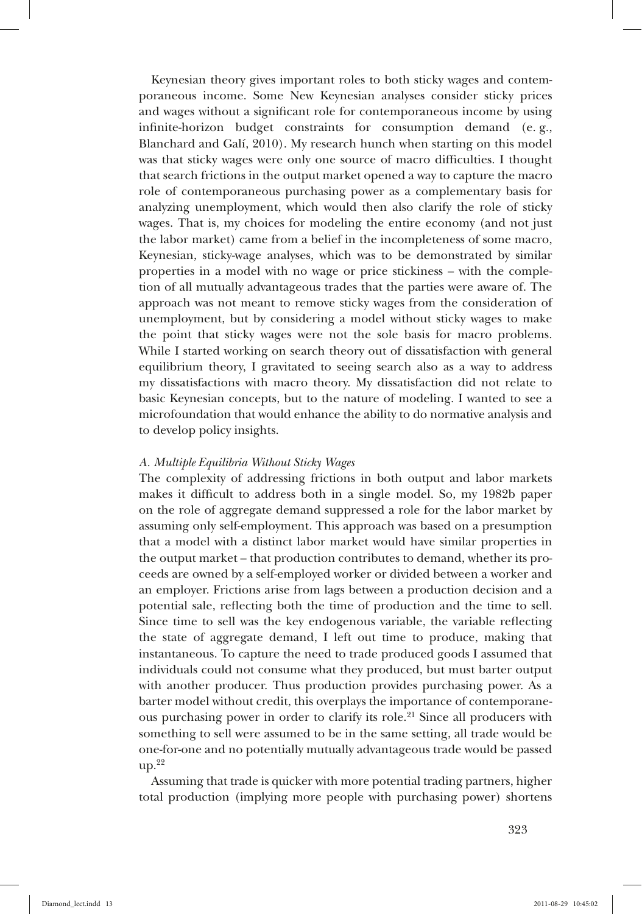Keynesian theory gives important roles to both sticky wages and contemporaneous income. Some New Keynesian analyses consider sticky prices and wages without a significant role for contemporaneous income by using infinite-horizon budget constraints for consumption demand (e. g., Blanchard and Galí, 2010). My research hunch when starting on this model was that sticky wages were only one source of macro difficulties. I thought that search frictions in the output market opened a way to capture the macro role of contemporaneous purchasing power as a complementary basis for analyzing unemployment, which would then also clarify the role of sticky wages. That is, my choices for modeling the entire economy (and not just the labor market) came from a belief in the incompleteness of some macro, Keynesian, sticky-wage analyses, which was to be demonstrated by similar properties in a model with no wage or price stickiness – with the completion of all mutually advantageous trades that the parties were aware of. The approach was not meant to remove sticky wages from the consideration of unemployment, but by considering a model without sticky wages to make the point that sticky wages were not the sole basis for macro problems. While I started working on search theory out of dissatisfaction with general equilibrium theory, I gravitated to seeing search also as a way to address my dissatisfactions with macro theory. My dissatisfaction did not relate to basic Keynesian concepts, but to the nature of modeling. I wanted to see a microfoundation that would enhance the ability to do normative analysis and to develop policy insights.

### *A. Multiple Equilibria Without Sticky Wages*

The complexity of addressing frictions in both output and labor markets makes it difficult to address both in a single model. So, my 1982b paper on the role of aggregate demand suppressed a role for the labor market by assuming only self-employment. This approach was based on a presumption that a model with a distinct labor market would have similar properties in the output market – that production contributes to demand, whether its proceeds are owned by a self-employed worker or divided between a worker and an employer. Frictions arise from lags between a production decision and a potential sale, reflecting both the time of production and the time to sell. Since time to sell was the key endogenous variable, the variable reflecting the state of aggregate demand, I left out time to produce, making that instantaneous. To capture the need to trade produced goods I assumed that individuals could not consume what they produced, but must barter output with another producer. Thus production provides purchasing power. As a barter model without credit, this overplays the importance of contemporaneous purchasing power in order to clarify its role.[21] Since all producers with something to sell were assumed to be in the same setting, all trade would be one-for-one and no potentially mutually advantageous trade would be passed up.[22]

Assuming that trade is quicker with more potential trading partners, higher total production (implying more people with purchasing power) shortens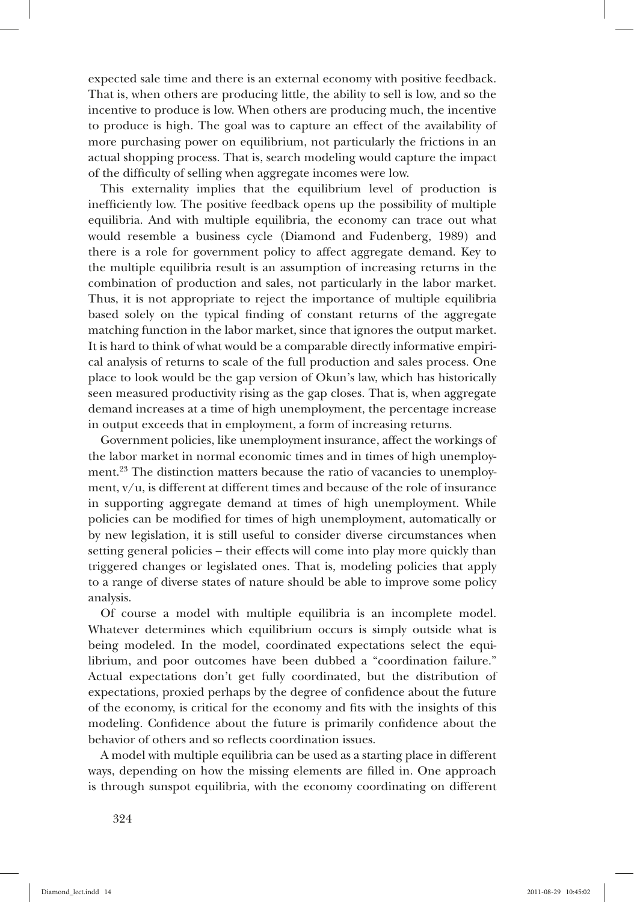expected sale time and there is an external economy with positive feedback. That is, when others are producing little, the ability to sell is low, and so the incentive to produce is low. When others are producing much, the incentive to produce is high. The goal was to capture an effect of the availability of more purchasing power on equilibrium, not particularly the frictions in an actual shopping process. That is, search modeling would capture the impact of the difficulty of selling when aggregate incomes were low.

This externality implies that the equilibrium level of production is inefficiently low. The positive feedback opens up the possibility of multiple equilibria. And with multiple equilibria, the economy can trace out what would resemble a business cycle (Diamond and Fudenberg, 1989) and there is a role for government policy to affect aggregate demand. Key to the multiple equilibria result is an assumption of increasing returns in the combination of production and sales, not particularly in the labor market. Thus, it is not appropriate to reject the importance of multiple equilibria based solely on the typical finding of constant returns of the aggregate matching function in the labor market, since that ignores the output market. It is hard to think of what would be a comparable directly informative empirical analysis of returns to scale of the full production and sales process. One place to look would be the gap version of Okun's law, which has historically seen measured productivity rising as the gap closes. That is, when aggregate demand increases at a time of high unemployment, the percentage increase in output exceeds that in employment, a form of increasing returns.

Government policies, like unemployment insurance, affect the workings of the labor market in normal economic times and in times of high unemployment.[23] The distinction matters because the ratio of vacancies to unemployment, $v/u$, is different at different times and because of the role of insurance in supporting aggregate demand at times of high unemployment. While policies can be modified for times of high unemployment, automatically or by new legislation, it is still useful to consider diverse circumstances when setting general policies – their effects will come into play more quickly than triggered changes or legislated ones. That is, modeling policies that apply to a range of diverse states of nature should be able to improve some policy analysis.

Of course a model with multiple equilibria is an incomplete model. Whatever determines which equilibrium occurs is simply outside what is being modeled. In the model, coordinated expectations select the equilibrium, and poor outcomes have been dubbed a "coordination failure." Actual expectations don't get fully coordinated, but the distribution of expectations, proxied perhaps by the degree of confidence about the future of the economy, is critical for the economy and fits with the insights of this modeling. Confidence about the future is primarily confidence about the behavior of others and so reflects coordination issues.

A model with multiple equilibria can be used as a starting place in different ways, depending on how the missing elements are filled in. One approach is through sunspot equilibria, with the economy coordinating on different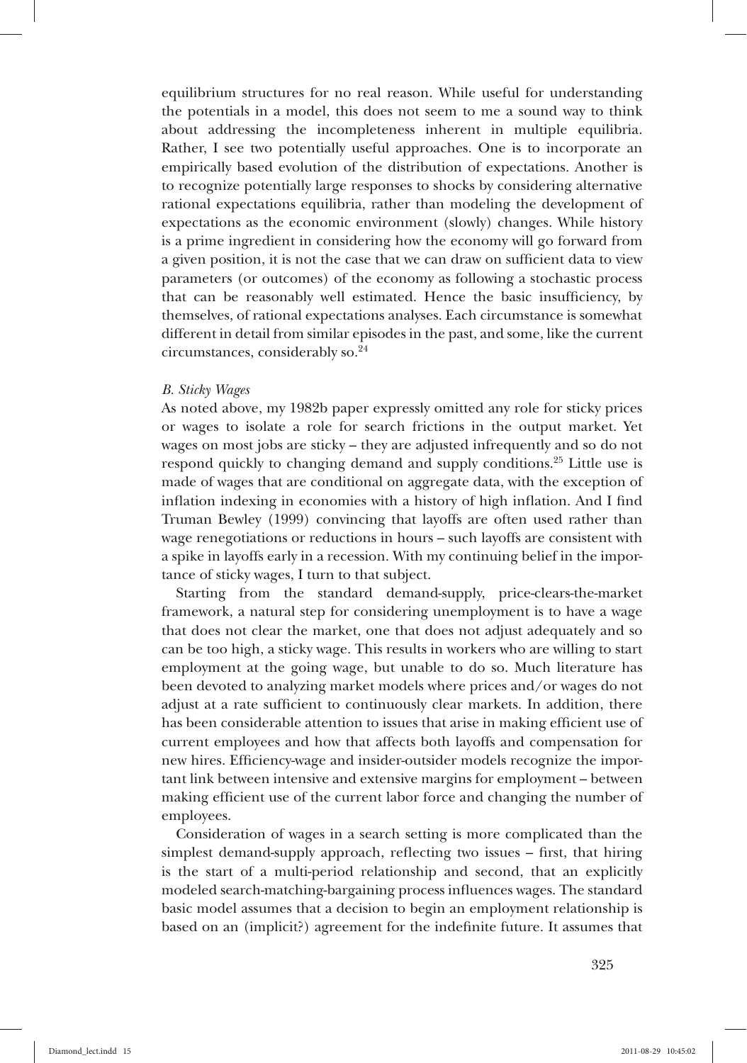equilibrium structures for no real reason. While useful for understanding the potentials in a model, this does not seem to me a sound way to think about addressing the incompleteness inherent in multiple equilibria. Rather, I see two potentially useful approaches. One is to incorporate an empirically based evolution of the distribution of expectations. Another is to recognize potentially large responses to shocks by considering alternative rational expectations equilibria, rather than modeling the development of expectations as the economic environment (slowly) changes. While history is a prime ingredient in considering how the economy will go forward from a given position, it is not the case that we can draw on sufficient data to view parameters (or outcomes) of the economy as following a stochastic process that can be reasonably well estimated. Hence the basic insufficiency, by themselves, of rational expectations analyses. Each circumstance is somewhat different in detail from similar episodes in the past, and some, like the current circumstances, considerably so.[24]

### *B. Sticky Wages*

As noted above, my 1982b paper expressly omitted any role for sticky prices or wages to isolate a role for search frictions in the output market. Yet wages on most jobs are sticky – they are adjusted infrequently and so do not respond quickly to changing demand and supply conditions.[25] Little use is made of wages that are conditional on aggregate data, with the exception of inflation indexing in economies with a history of high inflation. And I find Truman Bewley (1999) convincing that layoffs are often used rather than wage renegotiations or reductions in hours – such layoffs are consistent with a spike in layoffs early in a recession. With my continuing belief in the importance of sticky wages, I turn to that subject.

Starting from the standard demand-supply, price-clears-the-market framework, a natural step for considering unemployment is to have a wage that does not clear the market, one that does not adjust adequately and so can be too high, a sticky wage. This results in workers who are willing to start employment at the going wage, but unable to do so. Much literature has been devoted to analyzing market models where prices and/or wages do not adjust at a rate sufficient to continuously clear markets. In addition, there has been considerable attention to issues that arise in making efficient use of current employees and how that affects both layoffs and compensation for new hires. Efficiency-wage and insider-outsider models recognize the important link between intensive and extensive margins for employment – between making efficient use of the current labor force and changing the number of employees.

Consideration of wages in a search setting is more complicated than the simplest demand-supply approach, reflecting two issues – first, that hiring is the start of a multi-period relationship and second, that an explicitly modeled search-matching-bargaining process influences wages. The standard basic model assumes that a decision to begin an employment relationship is based on an (implicit?) agreement for the indefinite future. It assumes that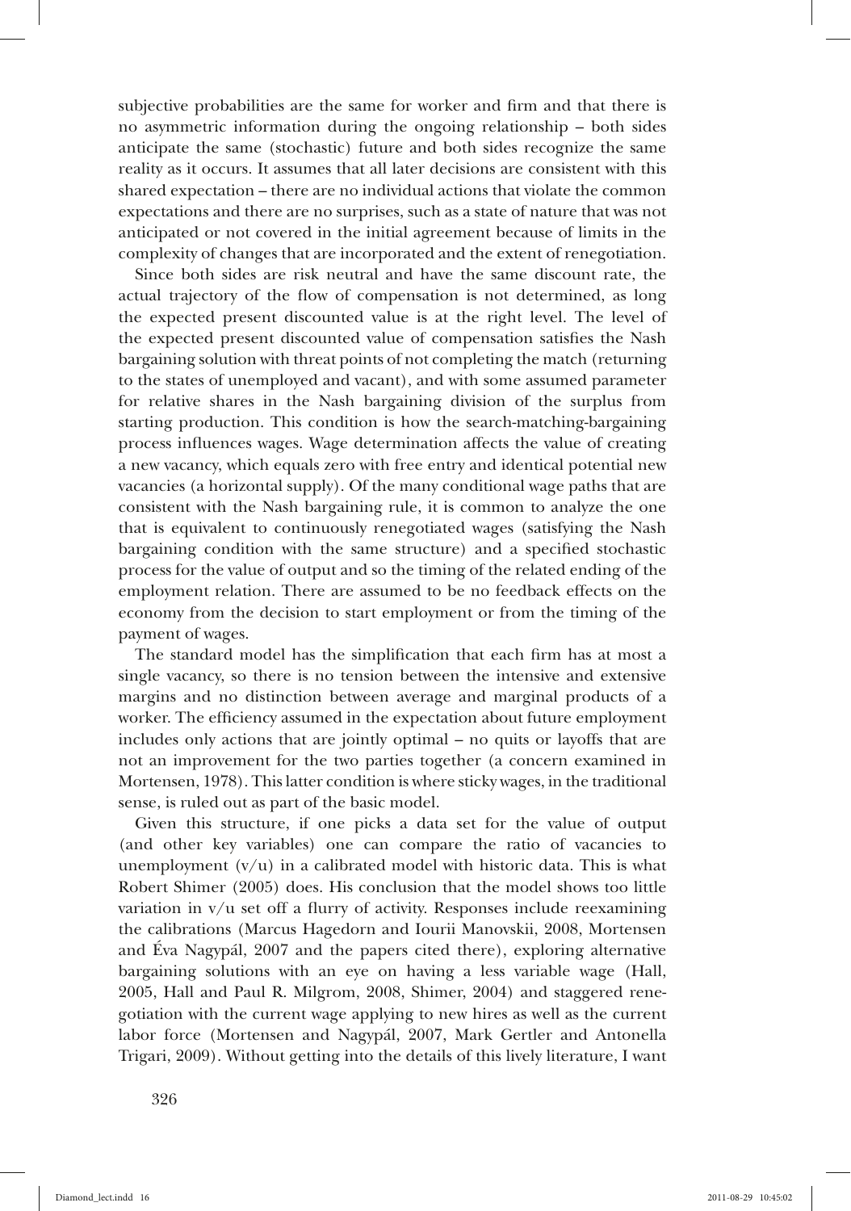subjective probabilities are the same for worker and firm and that there is no asymmetric information during the ongoing relationship – both sides anticipate the same (stochastic) future and both sides recognize the same reality as it occurs. It assumes that all later decisions are consistent with this shared expectation – there are no individual actions that violate the common expectations and there are no surprises, such as a state of nature that was not anticipated or not covered in the initial agreement because of limits in the complexity of changes that are incorporated and the extent of renegotiation.

Since both sides are risk neutral and have the same discount rate, the actual trajectory of the flow of compensation is not determined, as long the expected present discounted value is at the right level. The level of the expected present discounted value of compensation satisfies the Nash bargaining solution with threat points of not completing the match (returning to the states of unemployed and vacant), and with some assumed parameter for relative shares in the Nash bargaining division of the surplus from starting production. This condition is how the search-matching-bargaining process influences wages. Wage determination affects the value of creating a new vacancy, which equals zero with free entry and identical potential new vacancies (a horizontal supply). Of the many conditional wage paths that are consistent with the Nash bargaining rule, it is common to analyze the one that is equivalent to continuously renegotiated wages (satisfying the Nash bargaining condition with the same structure) and a specified stochastic process for the value of output and so the timing of the related ending of the employment relation. There are assumed to be no feedback effects on the economy from the decision to start employment or from the timing of the payment of wages.

The standard model has the simplification that each firm has at most a single vacancy, so there is no tension between the intensive and extensive margins and no distinction between average and marginal products of a worker. The efficiency assumed in the expectation about future employment includes only actions that are jointly optimal – no quits or layoffs that are not an improvement for the two parties together (a concern examined in Mortensen, 1978). This latter condition is where sticky wages, in the traditional sense, is ruled out as part of the basic model.

Given this structure, if one picks a data set for the value of output (and other key variables) one can compare the ratio of vacancies to unemployment ($v/u$) in a calibrated model with historic data. This is what Robert Shimer (2005) does. His conclusion that the model shows too little variation in $v/u$ set off a flurry of activity. Responses include reexamining the calibrations (Marcus Hagedorn and Iourii Manovskii, 2008, Mortensen and Éva Nagypál, 2007 and the papers cited there), exploring alternative bargaining solutions with an eye on having a less variable wage (Hall, 2005, Hall and Paul R. Milgrom, 2008, Shimer, 2004) and staggered renegotiation with the current wage applying to new hires as well as the current labor force (Mortensen and Nagypál, 2007, Mark Gertler and Antonella Trigari, 2009). Without getting into the details of this lively literature, I want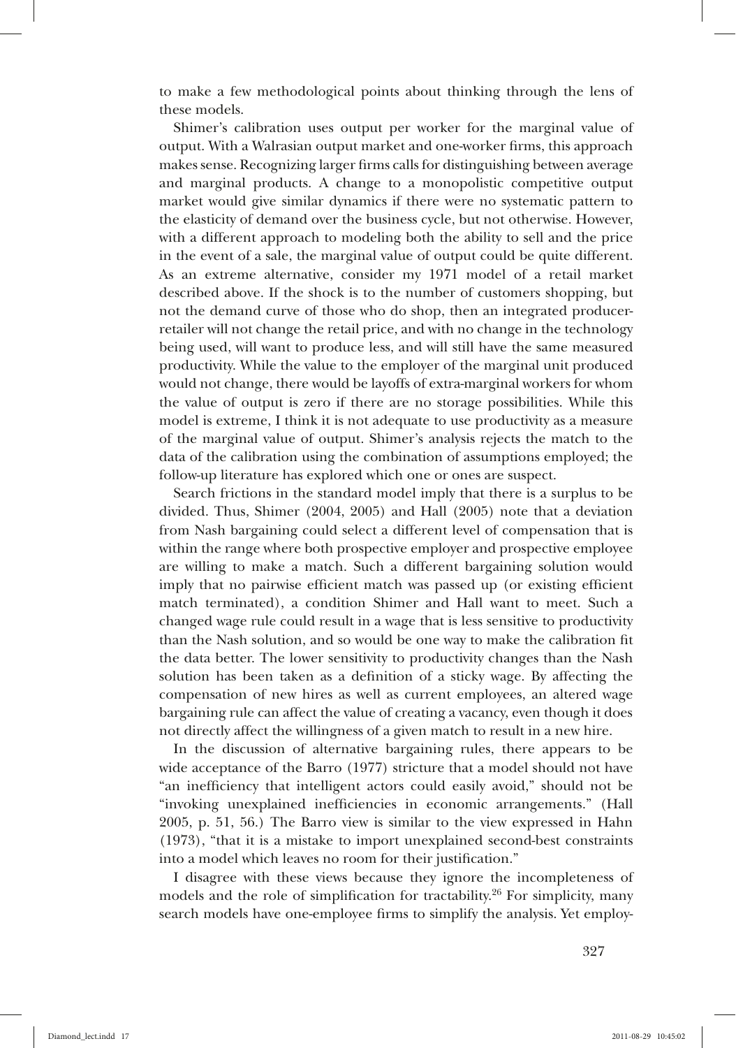to make a few methodological points about thinking through the lens of these models.

Shimer's calibration uses output per worker for the marginal value of output. With a Walrasian output market and one-worker firms, this approach makes sense. Recognizing larger firms calls for distinguishing between average and marginal products. A change to a monopolistic competitive output market would give similar dynamics if there were no systematic pattern to the elasticity of demand over the business cycle, but not otherwise. However, with a different approach to modeling both the ability to sell and the price in the event of a sale, the marginal value of output could be quite different. As an extreme alternative, consider my 1971 model of a retail market described above. If the shock is to the number of customers shopping, but not the demand curve of those who do shop, then an integrated producer-retailer will not change the retail price, and with no change in the technology being used, will want to produce less, and will still have the same measured productivity. While the value to the employer of the marginal unit produced would not change, there would be layoffs of extra-marginal workers for whom the value of output is zero if there are no storage possibilities. While this model is extreme, I think it is not adequate to use productivity as a measure of the marginal value of output. Shimer's analysis rejects the match to the data of the calibration using the combination of assumptions employed; the follow-up literature has explored which one or ones are suspect.

Search frictions in the standard model imply that there is a surplus to be divided. Thus, Shimer (2004, 2005) and Hall (2005) note that a deviation from Nash bargaining could select a different level of compensation that is within the range where both prospective employer and prospective employee are willing to make a match. Such a different bargaining solution would imply that no pairwise efficient match was passed up (or existing efficient match terminated), a condition Shimer and Hall want to meet. Such a changed wage rule could result in a wage that is less sensitive to productivity than the Nash solution, and so would be one way to make the calibration fit the data better. The lower sensitivity to productivity changes than the Nash solution has been taken as a definition of a sticky wage. By affecting the compensation of new hires as well as current employees, an altered wage bargaining rule can affect the value of creating a vacancy, even though it does not directly affect the willingness of a given match to result in a new hire.

In the discussion of alternative bargaining rules, there appears to be wide acceptance of the Barro (1977) stricture that a model should not have "an inefficiency that intelligent actors could easily avoid," should not be "invoking unexplained inefficiencies in economic arrangements." (Hall 2005, p. 51, 56.) The Barro view is similar to the view expressed in Hahn (1973), "that it is a mistake to import unexplained second-best constraints into a model which leaves no room for their justification."

I disagree with these views because they ignore the incompleteness of models and the role of simplification for tractability.[26] For simplicity, many search models have one-employee firms to simplify the analysis. Yet employ-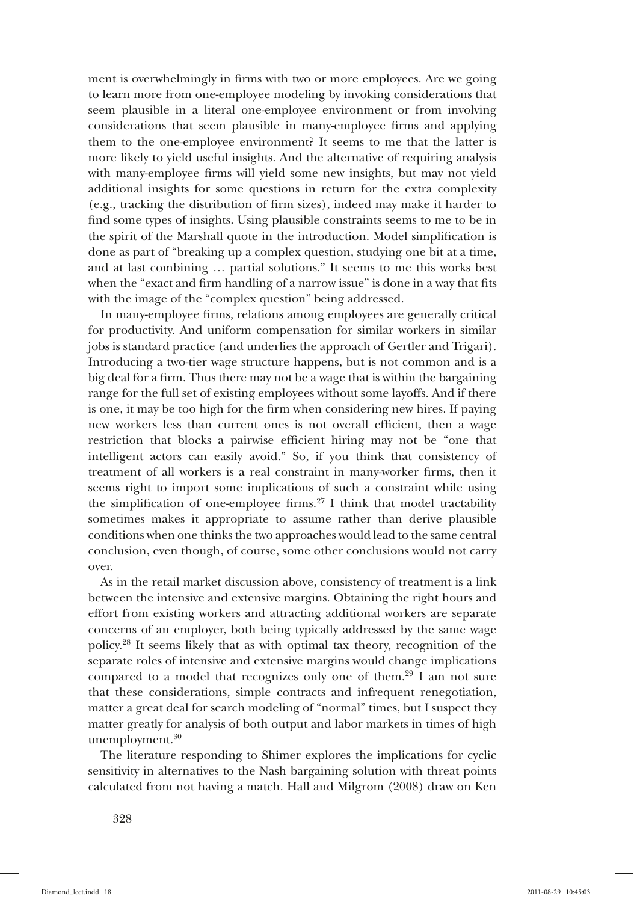ment is overwhelmingly in firms with two or more employees. Are we going to learn more from one-employee modeling by invoking considerations that seem plausible in a literal one-employee environment or from involving considerations that seem plausible in many-employee firms and applying them to the one-employee environment? It seems to me that the latter is more likely to yield useful insights. And the alternative of requiring analysis with many-employee firms will yield some new insights, but may not yield additional insights for some questions in return for the extra complexity (e.g., tracking the distribution of firm sizes), indeed may make it harder to find some types of insights. Using plausible constraints seems to me to be in the spirit of the Marshall quote in the introduction. Model simplification is done as part of "breaking up a complex question, studying one bit at a time, and at last combining … partial solutions." It seems to me this works best when the "exact and firm handling of a narrow issue" is done in a way that fits with the image of the "complex question" being addressed.

In many-employee firms, relations among employees are generally critical for productivity. And uniform compensation for similar workers in similar jobs is standard practice (and underlies the approach of Gertler and Trigari). Introducing a two-tier wage structure happens, but is not common and is a big deal for a firm. Thus there may not be a wage that is within the bargaining range for the full set of existing employees without some layoffs. And if there is one, it may be too high for the firm when considering new hires. If paying new workers less than current ones is not overall efficient, then a wage restriction that blocks a pairwise efficient hiring may not be "one that intelligent actors can easily avoid." So, if you think that consistency of treatment of all workers is a real constraint in many-worker firms, then it seems right to import some implications of such a constraint while using the simplification of one-employee firms.[27] I think that model tractability sometimes makes it appropriate to assume rather than derive plausible conditions when one thinks the two approaches would lead to the same central conclusion, even though, of course, some other conclusions would not carry over.

As in the retail market discussion above, consistency of treatment is a link between the intensive and extensive margins. Obtaining the right hours and effort from existing workers and attracting additional workers are separate concerns of an employer, both being typically addressed by the same wage policy.[28] It seems likely that as with optimal tax theory, recognition of the separate roles of intensive and extensive margins would change implications compared to a model that recognizes only one of them.[29] I am not sure that these considerations, simple contracts and infrequent renegotiation, matter a great deal for search modeling of "normal" times, but I suspect they matter greatly for analysis of both output and labor markets in times of high unemployment.[30]

The literature responding to Shimer explores the implications for cyclic sensitivity in alternatives to the Nash bargaining solution with threat points calculated from not having a match. Hall and Milgrom (2008) draw on Ken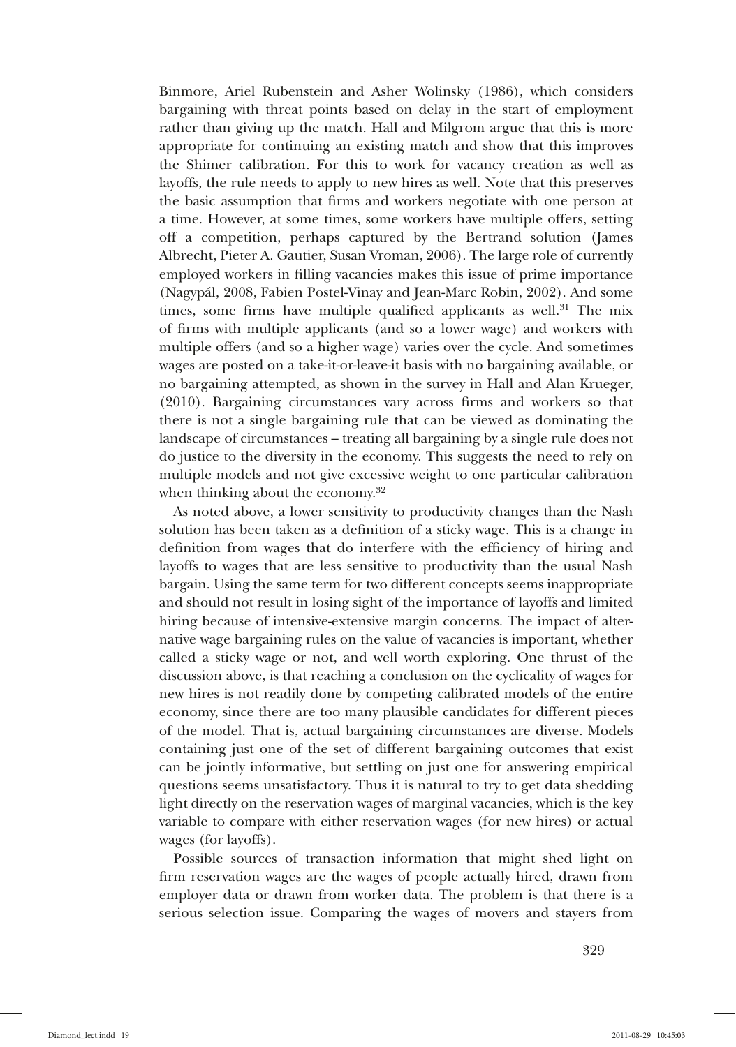Binmore, Ariel Rubenstein and Asher Wolinsky (1986), which considers bargaining with threat points based on delay in the start of employment rather than giving up the match. Hall and Milgrom argue that this is more appropriate for continuing an existing match and show that this improves the Shimer calibration. For this to work for vacancy creation as well as layoffs, the rule needs to apply to new hires as well. Note that this preserves the basic assumption that firms and workers negotiate with one person at a time. However, at some times, some workers have multiple offers, setting off a competition, perhaps captured by the Bertrand solution (James Albrecht, Pieter A. Gautier, Susan Vroman, 2006). The large role of currently employed workers in filling vacancies makes this issue of prime importance (Nagypál, 2008, Fabien Postel-Vinay and Jean-Marc Robin, 2002). And some times, some firms have multiple qualified applicants as well.[31] The mix of firms with multiple applicants (and so a lower wage) and workers with multiple offers (and so a higher wage) varies over the cycle. And sometimes wages are posted on a take-it-or-leave-it basis with no bargaining available, or no bargaining attempted, as shown in the survey in Hall and Alan Krueger, (2010). Bargaining circumstances vary across firms and workers so that there is not a single bargaining rule that can be viewed as dominating the landscape of circumstances – treating all bargaining by a single rule does not do justice to the diversity in the economy. This suggests the need to rely on multiple models and not give excessive weight to one particular calibration when thinking about the economy.[32]

As noted above, a lower sensitivity to productivity changes than the Nash solution has been taken as a definition of a sticky wage. This is a change in definition from wages that do interfere with the efficiency of hiring and layoffs to wages that are less sensitive to productivity than the usual Nash bargain. Using the same term for two different concepts seems inappropriate and should not result in losing sight of the importance of layoffs and limited hiring because of intensive-extensive margin concerns. The impact of alternative wage bargaining rules on the value of vacancies is important, whether called a sticky wage or not, and well worth exploring. One thrust of the discussion above, is that reaching a conclusion on the cyclicality of wages for new hires is not readily done by competing calibrated models of the entire economy, since there are too many plausible candidates for different pieces of the model. That is, actual bargaining circumstances are diverse. Models containing just one of the set of different bargaining outcomes that exist can be jointly informative, but settling on just one for answering empirical questions seems unsatisfactory. Thus it is natural to try to get data shedding light directly on the reservation wages of marginal vacancies, which is the key variable to compare with either reservation wages (for new hires) or actual wages (for layoffs).

Possible sources of transaction information that might shed light on firm reservation wages are the wages of people actually hired, drawn from employer data or drawn from worker data. The problem is that there is a serious selection issue. Comparing the wages of movers and stayers from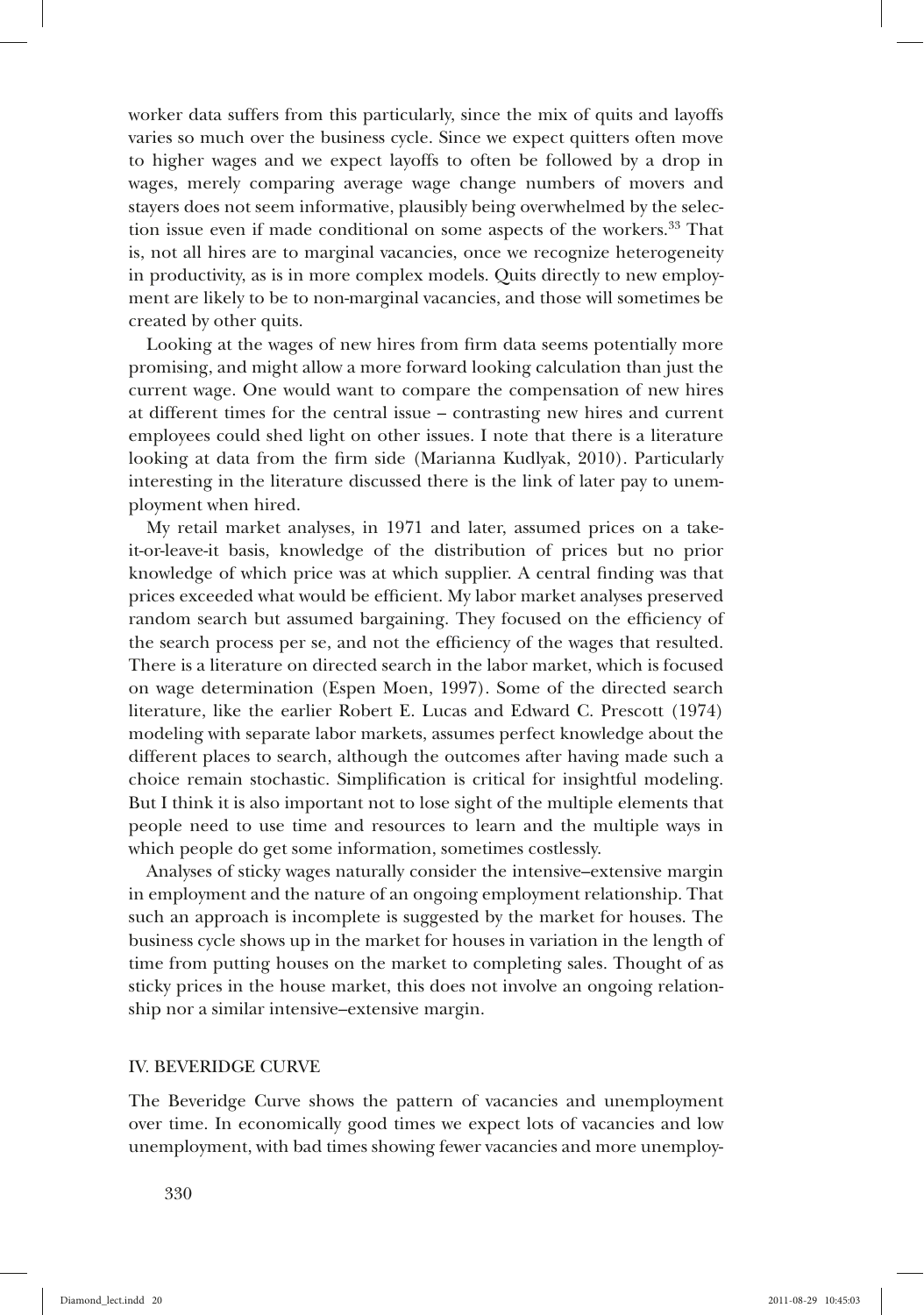worker data suffers from this particularly, since the mix of quits and layoffs varies so much over the business cycle. Since we expect quitters often move to higher wages and we expect layoffs to often be followed by a drop in wages, merely comparing average wage change numbers of movers and stayers does not seem informative, plausibly being overwhelmed by the selection issue even if made conditional on some aspects of the workers.[33] That is, not all hires are to marginal vacancies, once we recognize heterogeneity in productivity, as is in more complex models. Quits directly to new employment are likely to be to non-marginal vacancies, and those will sometimes be created by other quits.

Looking at the wages of new hires from firm data seems potentially more promising, and might allow a more forward looking calculation than just the current wage. One would want to compare the compensation of new hires at different times for the central issue – contrasting new hires and current employees could shed light on other issues. I note that there is a literature looking at data from the firm side (Marianna Kudlyak, 2010). Particularly interesting in the literature discussed there is the link of later pay to unemployment when hired.

My retail market analyses, in 1971 and later, assumed prices on a take-it-or-leave-it basis, knowledge of the distribution of prices but no prior knowledge of which price was at which supplier. A central finding was that prices exceeded what would be efficient. My labor market analyses preserved random search but assumed bargaining. They focused on the efficiency of the search process per se, and not the efficiency of the wages that resulted. There is a literature on directed search in the labor market, which is focused on wage determination (Espen Moen, 1997). Some of the directed search literature, like the earlier Robert E. Lucas and Edward C. Prescott (1974) modeling with separate labor markets, assumes perfect knowledge about the different places to search, although the outcomes after having made such a choice remain stochastic. Simplification is critical for insightful modeling. But I think it is also important not to lose sight of the multiple elements that people need to use time and resources to learn and the multiple ways in which people do get some information, sometimes costlessly.

Analyses of sticky wages naturally consider the intensive–extensive margin in employment and the nature of an ongoing employment relationship. That such an approach is incomplete is suggested by the market for houses. The business cycle shows up in the market for houses in variation in the length of time from putting houses on the market to completing sales. Thought of as sticky prices in the house market, this does not involve an ongoing relationship nor a similar intensive–extensive margin.

## IV. BEVERIDGE CURVE

The Beveridge Curve shows the pattern of vacancies and unemployment over time. In economically good times we expect lots of vacancies and low unemployment, with bad times showing fewer vacancies and more unemploy-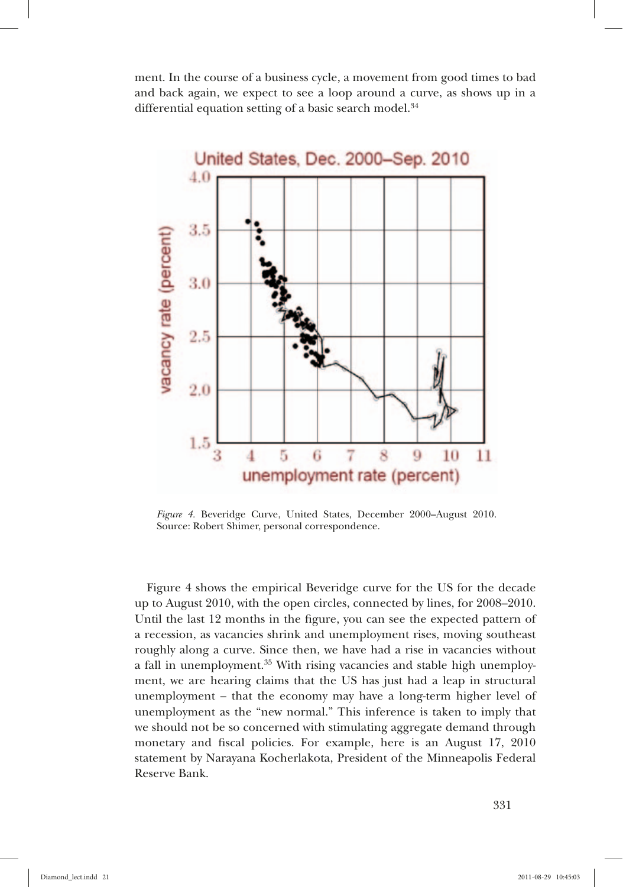ment. In the course of a business cycle, a movement from good times to bad and back again, we expect to see a loop around a curve, as shows up in a differential equation setting of a basic search model.[34]

*Figure 4.* Beveridge Curve, United States, December 2000–August 2010. Source: Robert Shimer, personal correspondence.

Figure 4 shows the empirical Beveridge curve for the US for the decade up to August 2010, with the open circles, connected by lines, for 2008–2010. Until the last 12 months in the figure, you can see the expected pattern of a recession, as vacancies shrink and unemployment rises, moving southeast roughly along a curve. Since then, we have had a rise in vacancies without a fall in unemployment.[35] With rising vacancies and stable high unemployment, we are hearing claims that the US has just had a leap in structural unemployment – that the economy may have a long-term higher level of unemployment as the "new normal." This inference is taken to imply that we should not be so concerned with stimulating aggregate demand through monetary and fiscal policies. For example, here is an August 17, 2010 statement by Narayana Kocherlakota, President of the Minneapolis Federal Reserve Bank.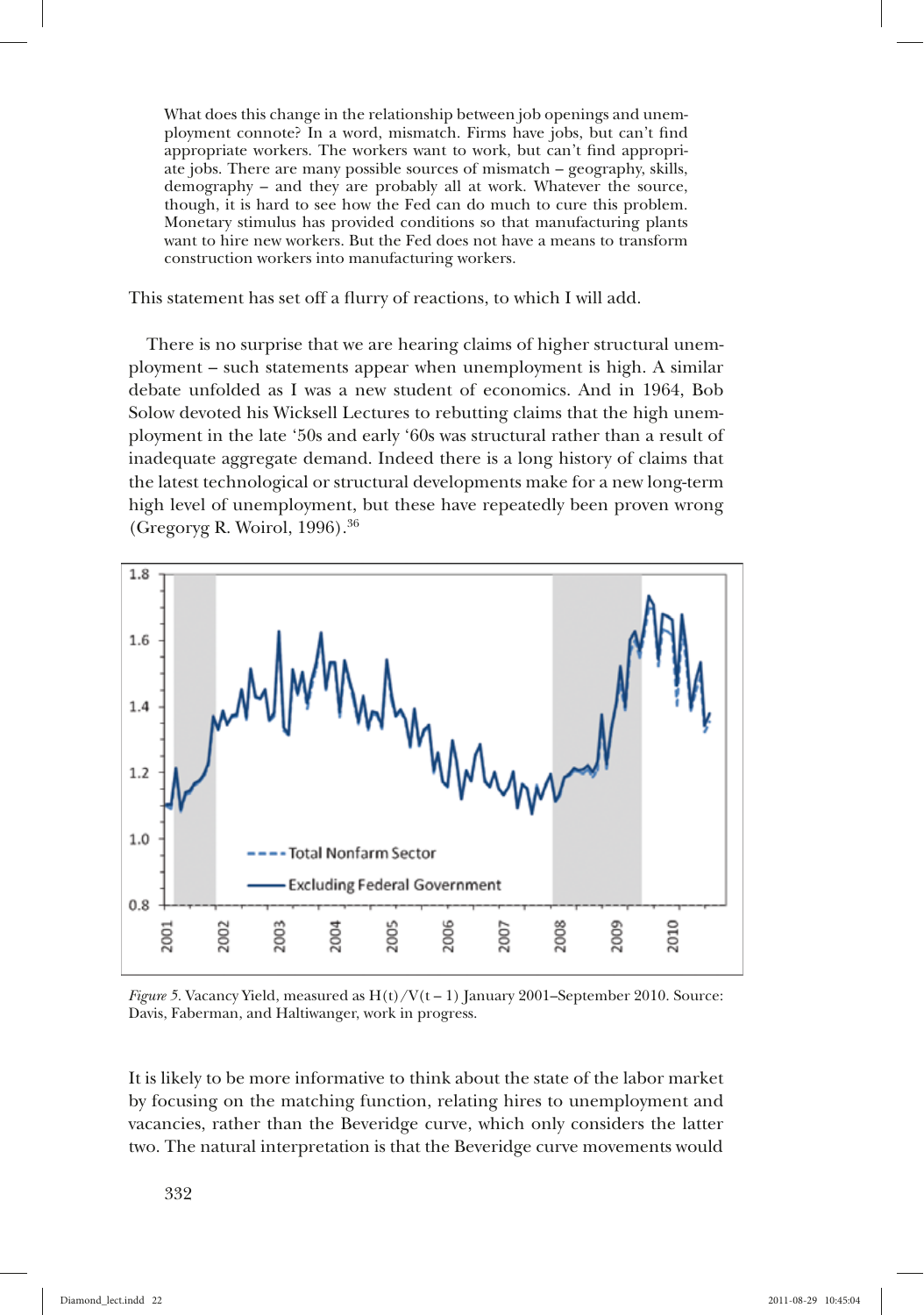> What does this change in the relationship between job openings and unemployment connote? In a word, mismatch. Firms have jobs, but can't find appropriate workers. The workers want to work, but can't find appropriate jobs. There are many possible sources of mismatch – geography, skills, demography – and they are probably all at work. Whatever the source, though, it is hard to see how the Fed can do much to cure this problem. Monetary stimulus has provided conditions so that manufacturing plants want to hire new workers. But the Fed does not have a means to transform construction workers into manufacturing workers.

This statement has set off a flurry of reactions, to which I will add.

There is no surprise that we are hearing claims of higher structural unemployment – such statements appear when unemployment is high. A similar debate unfolded as I was a new student of economics. And in 1964, Bob Solow devoted his Wicksell Lectures to rebutting claims that the high unemployment in the late '50s and early '60s was structural rather than a result of inadequate aggregate demand. Indeed there is a long history of claims that the latest technological or structural developments make for a new long-term high level of unemployment, but these have repeatedly been proven wrong (Gregoryg R. Woirol, 1996).[36]

*Figure 5*. Vacancy Yield, measured as H(t)/V(t – 1) January 2001–September 2010. Source: Davis, Faberman, and Haltiwanger, work in progress.

It is likely to be more informative to think about the state of the labor market by focusing on the matching function, relating hires to unemployment and vacancies, rather than the Beveridge curve, which only considers the latter two. The natural interpretation is that the Beveridge curve movements would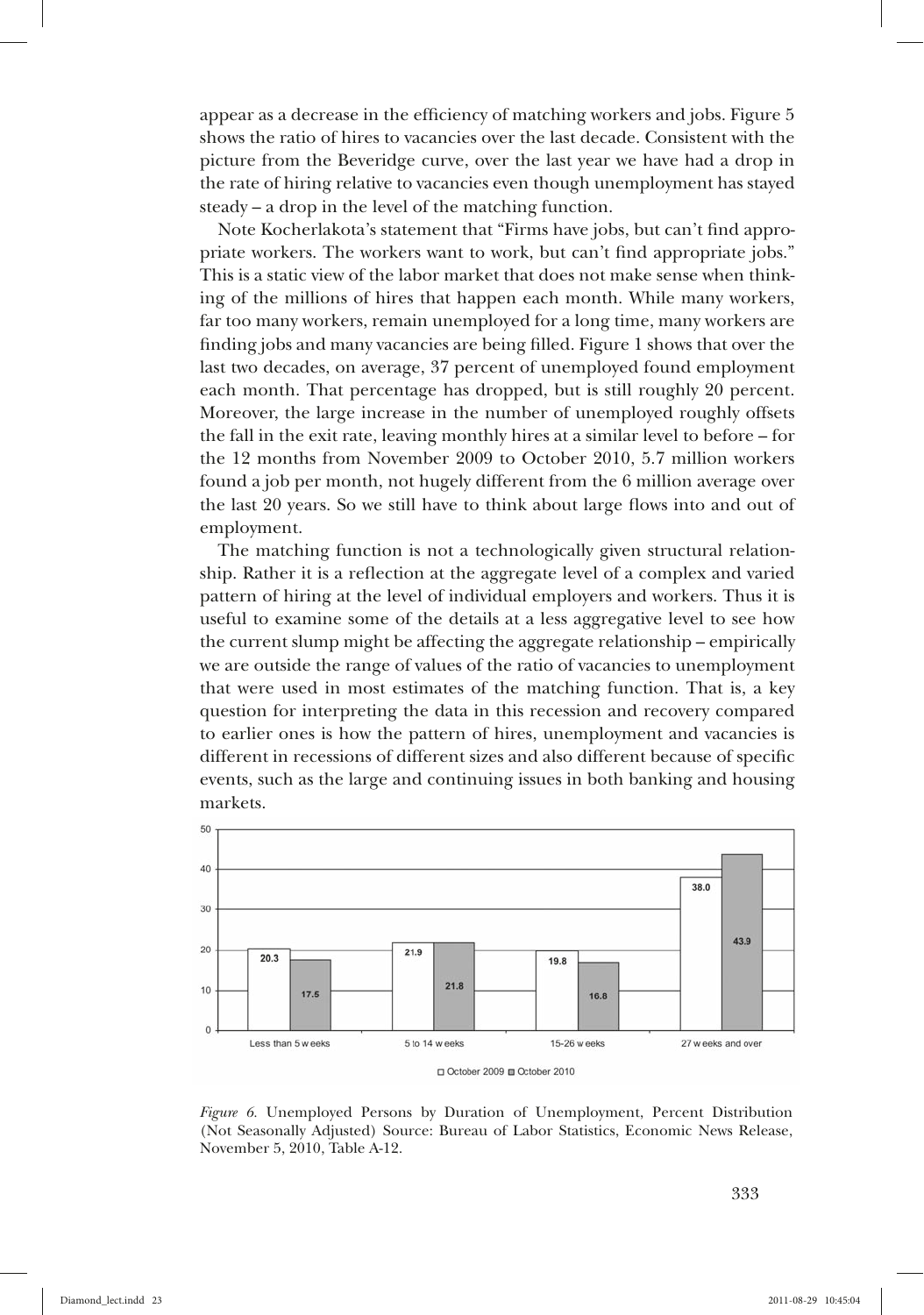appear as a decrease in the efficiency of matching workers and jobs. Figure 5 shows the ratio of hires to vacancies over the last decade. Consistent with the picture from the Beveridge curve, over the last year we have had a drop in the rate of hiring relative to vacancies even though unemployment has stayed steady – a drop in the level of the matching function.

Note Kocherlakota's statement that "Firms have jobs, but can't find appropriate workers. The workers want to work, but can't find appropriate jobs." This is a static view of the labor market that does not make sense when thinking of the millions of hires that happen each month. While many workers, far too many workers, remain unemployed for a long time, many workers are finding jobs and many vacancies are being filled. Figure 1 shows that over the last two decades, on average, 37 percent of unemployed found employment each month. That percentage has dropped, but is still roughly 20 percent. Moreover, the large increase in the number of unemployed roughly offsets the fall in the exit rate, leaving monthly hires at a similar level to before – for the 12 months from November 2009 to October 2010, 5.7 million workers found a job per month, not hugely different from the 6 million average over the last 20 years. So we still have to think about large flows into and out of employment.

The matching function is not a technologically given structural relationship. Rather it is a reflection at the aggregate level of a complex and varied pattern of hiring at the level of individual employers and workers. Thus it is useful to examine some of the details at a less aggregative level to see how the current slump might be affecting the aggregate relationship – empirically we are outside the range of values of the ratio of vacancies to unemployment that were used in most estimates of the matching function. That is, a key question for interpreting the data in this recession and recovery compared to earlier ones is how the pattern of hires, unemployment and vacancies is different in recessions of different sizes and also different because of specific events, such as the large and continuing issues in both banking and housing markets.

| Duration | October 2009 | October 2010 |
|---|---|---|
| Less than 5 weeks | 20.3 | 17.5 |
| 5 to 14 weeks | 21.9 | 21.8 |
| 15-26 weeks | 19.8 | 16.8 |
| 27 weeks and over | 38.0 | 43.9 |

*Figure 6.* Unemployed Persons by Duration of Unemployment, Percent Distribution (Not Seasonally Adjusted) Source: Bureau of Labor Statistics, Economic News Release, November 5, 2010, Table A-12.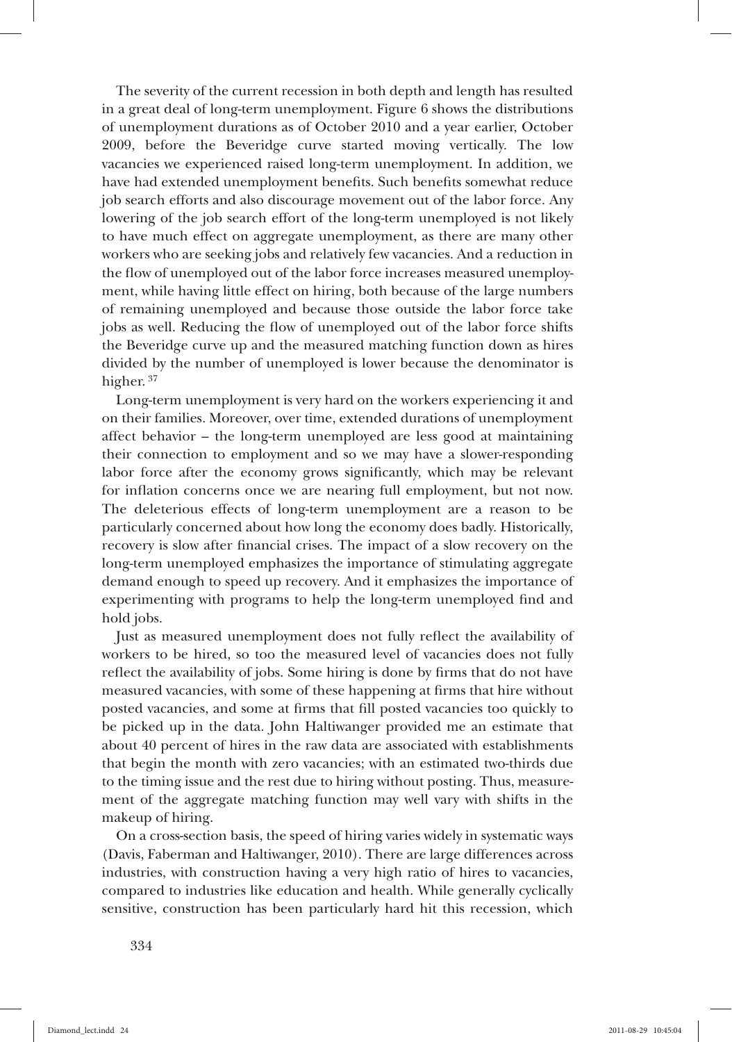The severity of the current recession in both depth and length has resulted in a great deal of long-term unemployment. Figure 6 shows the distributions of unemployment durations as of October 2010 and a year earlier, October 2009, before the Beveridge curve started moving vertically. The low vacancies we experienced raised long-term unemployment. In addition, we have had extended unemployment benefits. Such benefits somewhat reduce job search efforts and also discourage movement out of the labor force. Any lowering of the job search effort of the long-term unemployed is not likely to have much effect on aggregate unemployment, as there are many other workers who are seeking jobs and relatively few vacancies. And a reduction in the flow of unemployed out of the labor force increases measured unemployment, while having little effect on hiring, both because of the large numbers of remaining unemployed and because those outside the labor force take jobs as well. Reducing the flow of unemployed out of the labor force shifts the Beveridge curve up and the measured matching function down as hires divided by the number of unemployed is lower because the denominator is higher. [37]

Long-term unemployment is very hard on the workers experiencing it and on their families. Moreover, over time, extended durations of unemployment affect behavior – the long-term unemployed are less good at maintaining their connection to employment and so we may have a slower-responding labor force after the economy grows significantly, which may be relevant for inflation concerns once we are nearing full employment, but not now. The deleterious effects of long-term unemployment are a reason to be particularly concerned about how long the economy does badly. Historically, recovery is slow after financial crises. The impact of a slow recovery on the long-term unemployed emphasizes the importance of stimulating aggregate demand enough to speed up recovery. And it emphasizes the importance of experimenting with programs to help the long-term unemployed find and hold jobs.

Just as measured unemployment does not fully reflect the availability of workers to be hired, so too the measured level of vacancies does not fully reflect the availability of jobs. Some hiring is done by firms that do not have measured vacancies, with some of these happening at firms that hire without posted vacancies, and some at firms that fill posted vacancies too quickly to be picked up in the data. John Haltiwanger provided me an estimate that about 40 percent of hires in the raw data are associated with establishments that begin the month with zero vacancies; with an estimated two-thirds due to the timing issue and the rest due to hiring without posting. Thus, measurement of the aggregate matching function may well vary with shifts in the makeup of hiring.

On a cross-section basis, the speed of hiring varies widely in systematic ways (Davis, Faberman and Haltiwanger, 2010). There are large differences across industries, with construction having a very high ratio of hires to vacancies, compared to industries like education and health. While generally cyclically sensitive, construction has been particularly hard hit this recession, which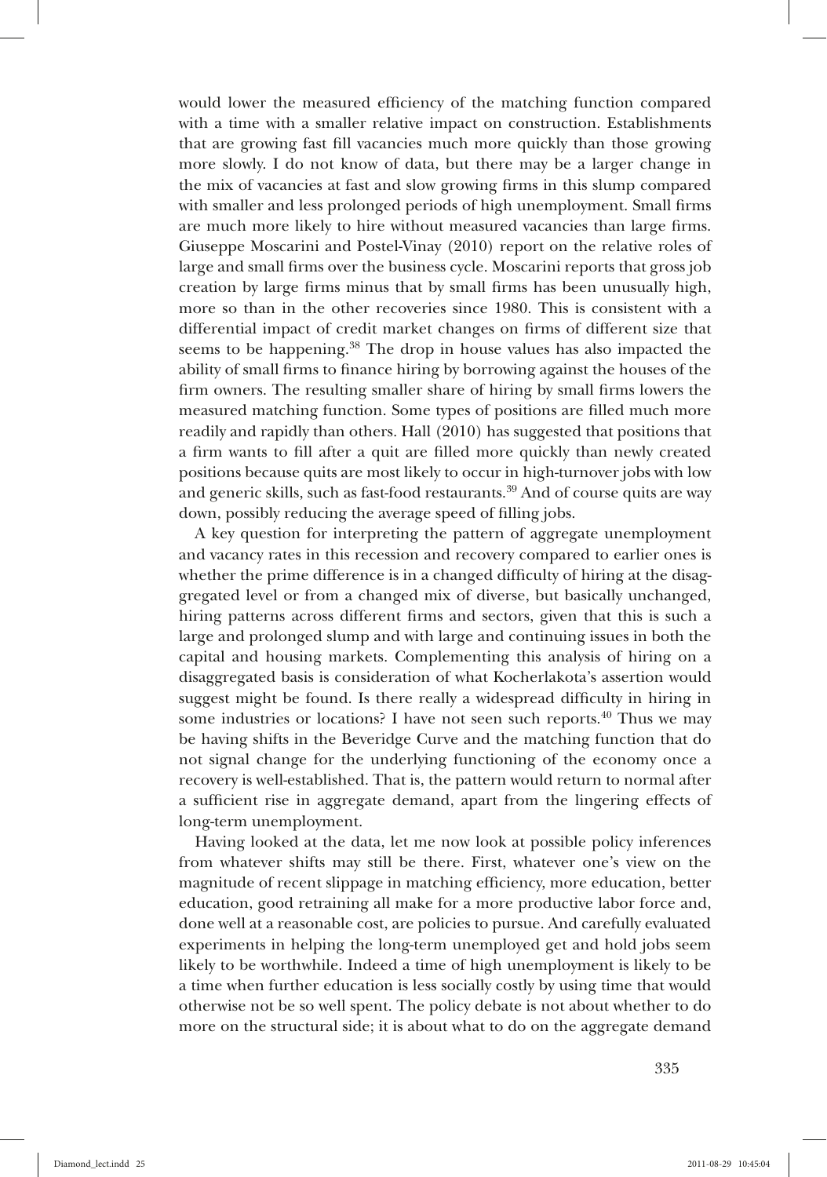would lower the measured efficiency of the matching function compared with a time with a smaller relative impact on construction. Establishments that are growing fast fill vacancies much more quickly than those growing more slowly. I do not know of data, but there may be a larger change in the mix of vacancies at fast and slow growing firms in this slump compared with smaller and less prolonged periods of high unemployment. Small firms are much more likely to hire without measured vacancies than large firms. Giuseppe Moscarini and Postel-Vinay (2010) report on the relative roles of large and small firms over the business cycle. Moscarini reports that gross job creation by large firms minus that by small firms has been unusually high, more so than in the other recoveries since 1980. This is consistent with a differential impact of credit market changes on firms of different size that seems to be happening.[38] The drop in house values has also impacted the ability of small firms to finance hiring by borrowing against the houses of the firm owners. The resulting smaller share of hiring by small firms lowers the measured matching function. Some types of positions are filled much more readily and rapidly than others. Hall (2010) has suggested that positions that a firm wants to fill after a quit are filled more quickly than newly created positions because quits are most likely to occur in high-turnover jobs with low and generic skills, such as fast-food restaurants.[39] And of course quits are way down, possibly reducing the average speed of filling jobs.

A key question for interpreting the pattern of aggregate unemployment and vacancy rates in this recession and recovery compared to earlier ones is whether the prime difference is in a changed difficulty of hiring at the disaggregated level or from a changed mix of diverse, but basically unchanged, hiring patterns across different firms and sectors, given that this is such a large and prolonged slump and with large and continuing issues in both the capital and housing markets. Complementing this analysis of hiring on a disaggregated basis is consideration of what Kocherlakota's assertion would suggest might be found. Is there really a widespread difficulty in hiring in some industries or locations? I have not seen such reports.[40] Thus we may be having shifts in the Beveridge Curve and the matching function that do not signal change for the underlying functioning of the economy once a recovery is well-established. That is, the pattern would return to normal after a sufficient rise in aggregate demand, apart from the lingering effects of long-term unemployment.

Having looked at the data, let me now look at possible policy inferences from whatever shifts may still be there. First, whatever one's view on the magnitude of recent slippage in matching efficiency, more education, better education, good retraining all make for a more productive labor force and, done well at a reasonable cost, are policies to pursue. And carefully evaluated experiments in helping the long-term unemployed get and hold jobs seem likely to be worthwhile. Indeed a time of high unemployment is likely to be a time when further education is less socially costly by using time that would otherwise not be so well spent. The policy debate is not about whether to do more on the structural side; it is about what to do on the aggregate demand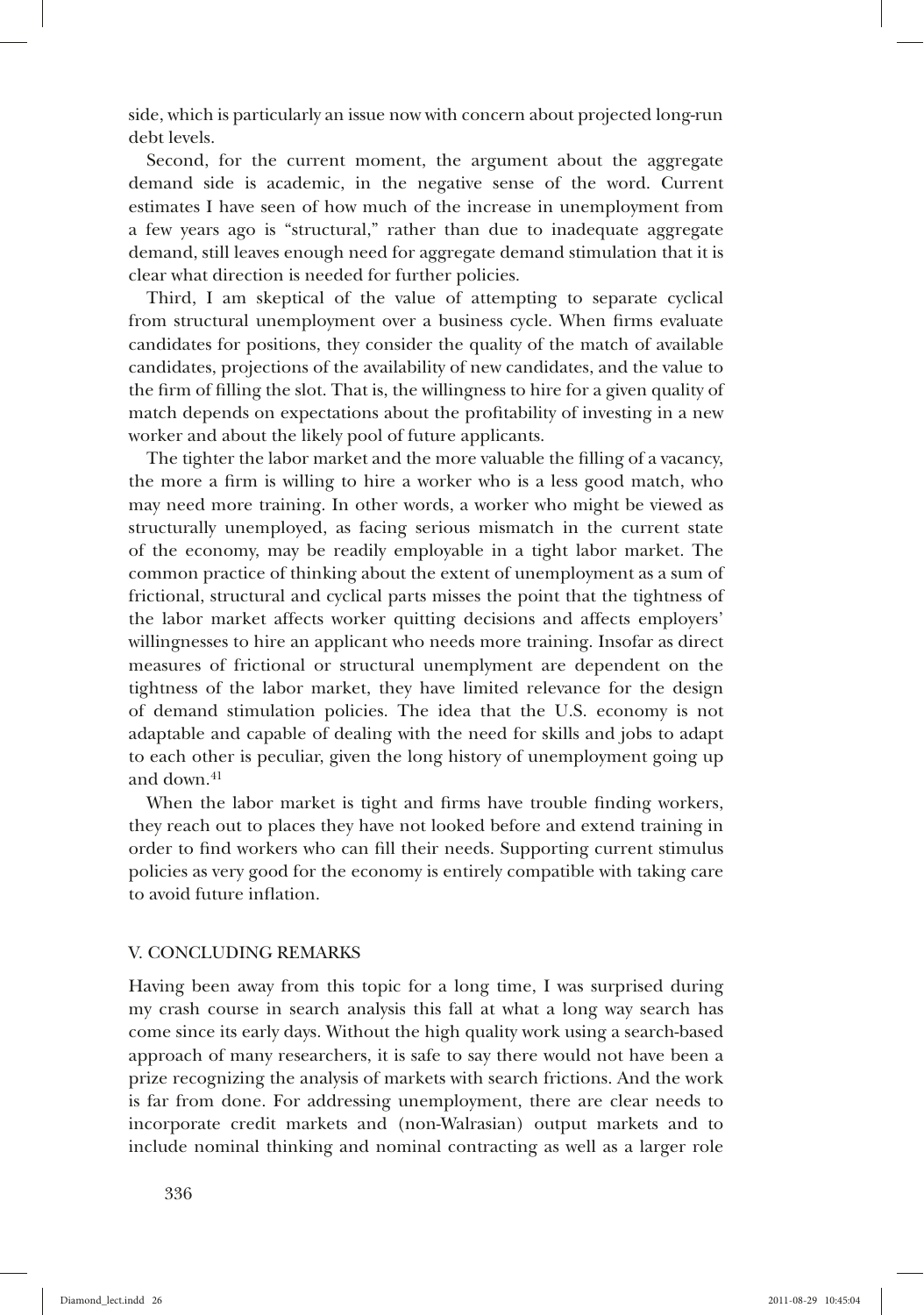side, which is particularly an issue now with concern about projected long-run debt levels.

Second, for the current moment, the argument about the aggregate demand side is academic, in the negative sense of the word. Current estimates I have seen of how much of the increase in unemployment from a few years ago is "structural," rather than due to inadequate aggregate demand, still leaves enough need for aggregate demand stimulation that it is clear what direction is needed for further policies.

Third, I am skeptical of the value of attempting to separate cyclical from structural unemployment over a business cycle. When firms evaluate candidates for positions, they consider the quality of the match of available candidates, projections of the availability of new candidates, and the value to the firm of filling the slot. That is, the willingness to hire for a given quality of match depends on expectations about the profitability of investing in a new worker and about the likely pool of future applicants.

The tighter the labor market and the more valuable the filling of a vacancy, the more a firm is willing to hire a worker who is a less good match, who may need more training. In other words, a worker who might be viewed as structurally unemployed, as facing serious mismatch in the current state of the economy, may be readily employable in a tight labor market. The common practice of thinking about the extent of unemployment as a sum of frictional, structural and cyclical parts misses the point that the tightness of the labor market affects worker quitting decisions and affects employers' willingnesses to hire an applicant who needs more training. Insofar as direct measures of frictional or structural unemplyment are dependent on the tightness of the labor market, they have limited relevance for the design of demand stimulation policies. The idea that the U.S. economy is not adaptable and capable of dealing with the need for skills and jobs to adapt to each other is peculiar, given the long history of unemployment going up and down.[41]

When the labor market is tight and firms have trouble finding workers, they reach out to places they have not looked before and extend training in order to find workers who can fill their needs. Supporting current stimulus policies as very good for the economy is entirely compatible with taking care to avoid future inflation.

## V. CONCLUDING REMARKS

Having been away from this topic for a long time, I was surprised during my crash course in search analysis this fall at what a long way search has come since its early days. Without the high quality work using a search-based approach of many researchers, it is safe to say there would not have been a prize recognizing the analysis of markets with search frictions. And the work is far from done. For addressing unemployment, there are clear needs to incorporate credit markets and (non-Walrasian) output markets and to include nominal thinking and nominal contracting as well as a larger role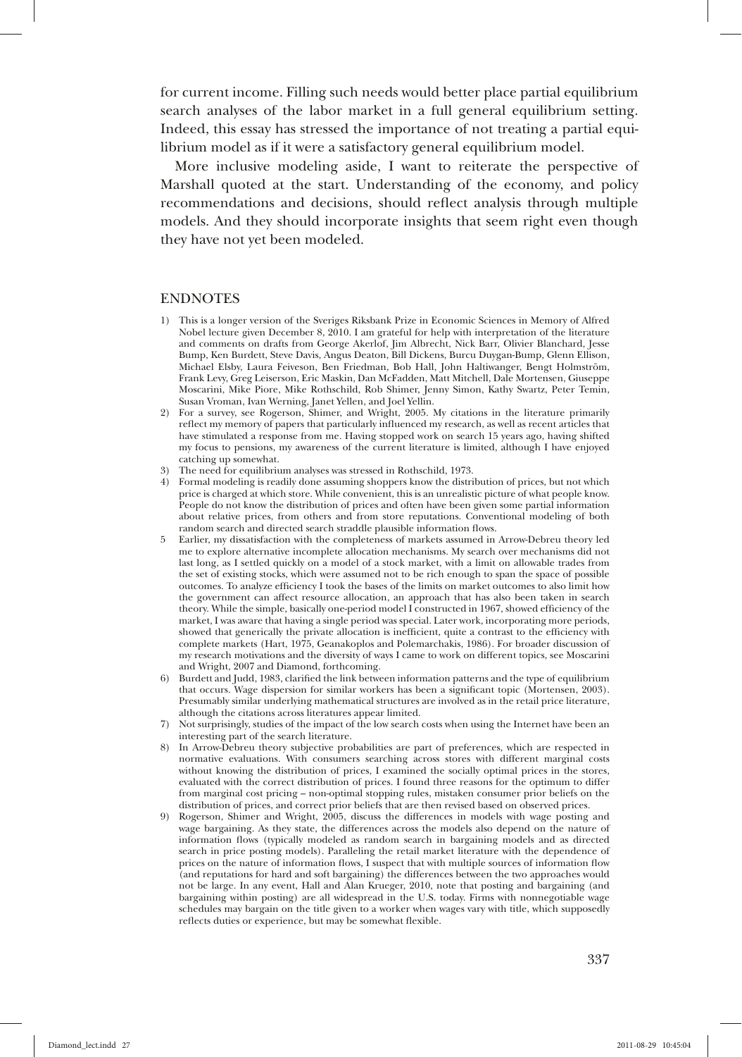for current income. Filling such needs would better place partial equilibrium search analyses of the labor market in a full general equilibrium setting. Indeed, this essay has stressed the importance of not treating a partial equilibrium model as if it were a satisfactory general equilibrium model.

More inclusive modeling aside, I want to reiterate the perspective of Marshall quoted at the start. Understanding of the economy, and policy recommendations and decisions, should reflect analysis through multiple models. And they should incorporate insights that seem right even though they have not yet been modeled.

## ENDNOTES

1) This is a longer version of the Sveriges Riksbank Prize in Economic Sciences in Memory of Alfred Nobel lecture given December 8, 2010. I am grateful for help with interpretation of the literature and comments on drafts from George Akerlof, Jim Albrecht, Nick Barr, Olivier Blanchard, Jesse Bump, Ken Burdett, Steve Davis, Angus Deaton, Bill Dickens, Burcu Duygan-Bump, Glenn Ellison, Michael Elsby, Laura Feiveson, Ben Friedman, Bob Hall, John Haltiwanger, Bengt Holmström, Frank Levy, Greg Leiserson, Eric Maskin, Dan McFadden, Matt Mitchell, Dale Mortensen, Giuseppe Moscarini, Mike Piore, Mike Rothschild, Rob Shimer, Jenny Simon, Kathy Swartz, Peter Temin, Susan Vroman, Ivan Werning, Janet Yellen, and Joel Yellin.
2) For a survey, see Rogerson, Shimer, and Wright, 2005. My citations in the literature primarily reflect my memory of papers that particularly influenced my research, as well as recent articles that have stimulated a response from me. Having stopped work on search 15 years ago, having shifted my focus to pensions, my awareness of the current literature is limited, although I have enjoyed catching up somewhat.
3) The need for equilibrium analyses was stressed in Rothschild, 1973.
4) Formal modeling is readily done assuming shoppers know the distribution of prices, but not which price is charged at which store. While convenient, this is an unrealistic picture of what people know. People do not know the distribution of prices and often have been given some partial information about relative prices, from others and from store reputations. Conventional modeling of both random search and directed search straddle plausible information flows.
5 Earlier, my dissatisfaction with the completeness of markets assumed in Arrow-Debreu theory led me to explore alternative incomplete allocation mechanisms. My search over mechanisms did not last long, as I settled quickly on a model of a stock market, with a limit on allowable trades from the set of existing stocks, which were assumed not to be rich enough to span the space of possible outcomes. To analyze efficiency I took the bases of the limits on market outcomes to also limit how the government can affect resource allocation, an approach that has also been taken in search theory. While the simple, basically one-period model I constructed in 1967, showed efficiency of the market, I was aware that having a single period was special. Later work, incorporating more periods, showed that generically the private allocation is inefficient, quite a contrast to the efficiency with complete markets (Hart, 1975, Geanakoplos and Polemarchakis, 1986). For broader discussion of my research motivations and the diversity of ways I came to work on different topics, see Moscarini and Wright, 2007 and Diamond, forthcoming.
6) Burdett and Judd, 1983, clarified the link between information patterns and the type of equilibrium that occurs. Wage dispersion for similar workers has been a significant topic (Mortensen, 2003). Presumably similar underlying mathematical structures are involved as in the retail price literature, although the citations across literatures appear limited.
7) Not surprisingly, studies of the impact of the low search costs when using the Internet have been an interesting part of the search literature.
8) In Arrow-Debreu theory subjective probabilities are part of preferences, which are respected in normative evaluations. With consumers searching across stores with different marginal costs without knowing the distribution of prices, I examined the socially optimal prices in the stores, evaluated with the correct distribution of prices. I found three reasons for the optimum to differ from marginal cost pricing – non-optimal stopping rules, mistaken consumer prior beliefs on the distribution of prices, and correct prior beliefs that are then revised based on observed prices.
9) Rogerson, Shimer and Wright, 2005, discuss the differences in models with wage posting and wage bargaining. As they state, the differences across the models also depend on the nature of information flows (typically modeled as random search in bargaining models and as directed search in price posting models). Paralleling the retail market literature with the dependence of prices on the nature of information flows, I suspect that with multiple sources of information flow (and reputations for hard and soft bargaining) the differences between the two approaches would not be large. In any event, Hall and Alan Krueger, 2010, note that posting and bargaining (and bargaining within posting) are all widespread in the U.S. today. Firms with nonnegotiable wage schedules may bargain on the title given to a worker when wages vary with title, which supposedly reflects duties or experience, but may be somewhat flexible.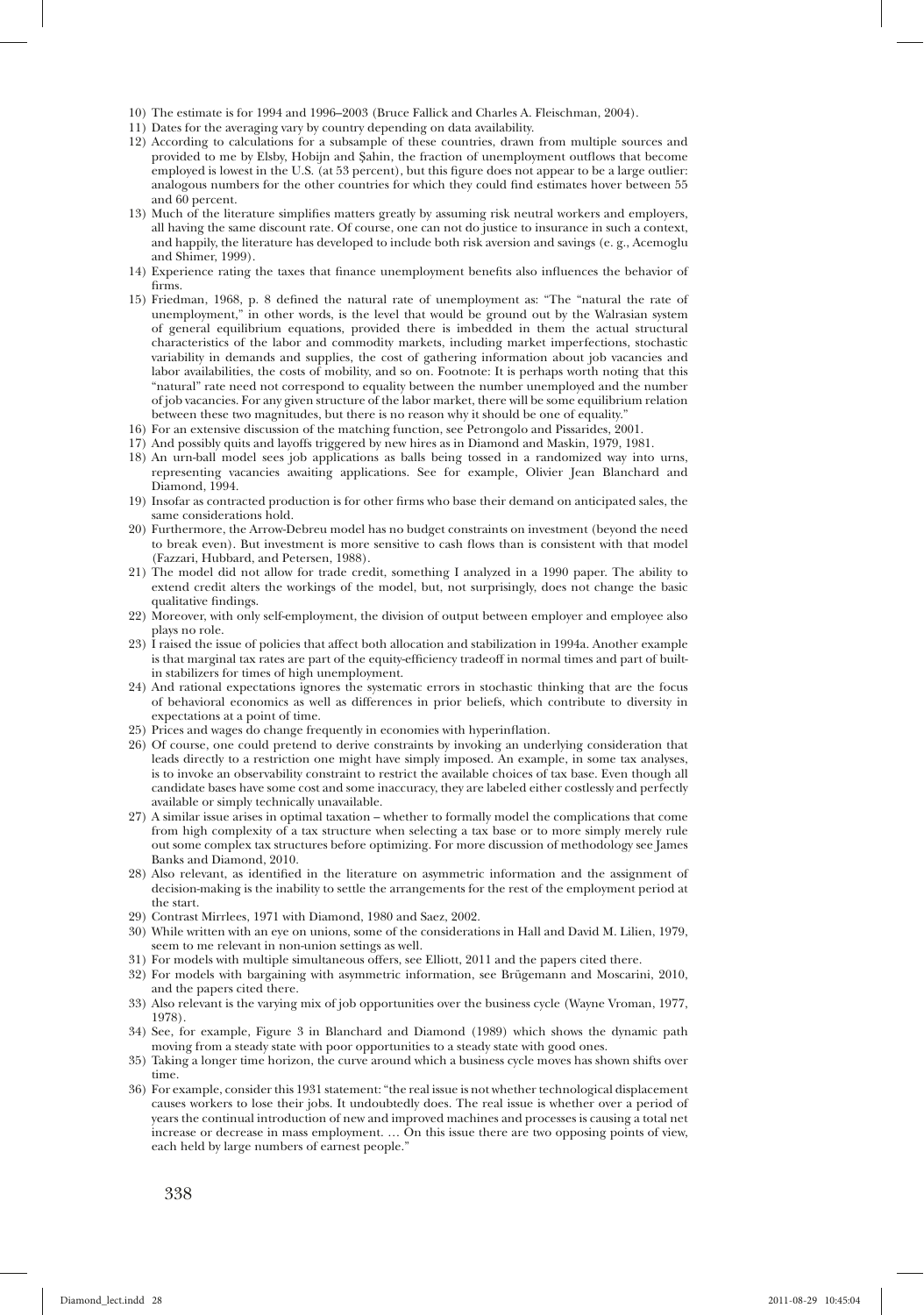10) The estimate is for 1994 and 1996–2003 (Bruce Fallick and Charles A. Fleischman, 2004).
11) Dates for the averaging vary by country depending on data availability.
12) According to calculations for a subsample of these countries, drawn from multiple sources and provided to me by Elsby, Hobijn and Şahin, the fraction of unemployment outflows that become employed is lowest in the U.S. (at 53 percent), but this figure does not appear to be a large outlier: analogous numbers for the other countries for which they could find estimates hover between 55 and 60 percent.
13) Much of the literature simplifies matters greatly by assuming risk neutral workers and employers, all having the same discount rate. Of course, one can not do justice to insurance in such a context, and happily, the literature has developed to include both risk aversion and savings (e. g., Acemoglu and Shimer, 1999).
14) Experience rating the taxes that finance unemployment benefits also influences the behavior of firms.
15) Friedman, 1968, p. 8 defined the natural rate of unemployment as: "The "natural the rate of unemployment," in other words, is the level that would be ground out by the Walrasian system of general equilibrium equations, provided there is imbedded in them the actual structural characteristics of the labor and commodity markets, including market imperfections, stochastic variability in demands and supplies, the cost of gathering information about job vacancies and labor availabilities, the costs of mobility, and so on. Footnote: It is perhaps worth noting that this "natural" rate need not correspond to equality between the number unemployed and the number of job vacancies. For any given structure of the labor market, there will be some equilibrium relation between these two magnitudes, but there is no reason why it should be one of equality."
16) For an extensive discussion of the matching function, see Petrongolo and Pissarides, 2001.
17) And possibly quits and layoffs triggered by new hires as in Diamond and Maskin, 1979, 1981.
18) An urn-ball model sees job applications as balls being tossed in a randomized way into urns, representing vacancies awaiting applications. See for example, Olivier Jean Blanchard and Diamond, 1994.
19) Insofar as contracted production is for other firms who base their demand on anticipated sales, the same considerations hold.
20) Furthermore, the Arrow-Debreu model has no budget constraints on investment (beyond the need to break even). But investment is more sensitive to cash flows than is consistent with that model (Fazzari, Hubbard, and Petersen, 1988).
21) The model did not allow for trade credit, something I analyzed in a 1990 paper. The ability to extend credit alters the workings of the model, but, not surprisingly, does not change the basic qualitative findings.
22) Moreover, with only self-employment, the division of output between employer and employee also plays no role.
23) I raised the issue of policies that affect both allocation and stabilization in 1994a. Another example is that marginal tax rates are part of the equity-efficiency tradeoff in normal times and part of built-in stabilizers for times of high unemployment.
24) And rational expectations ignores the systematic errors in stochastic thinking that are the focus of behavioral economics as well as differences in prior beliefs, which contribute to diversity in expectations at a point of time.
25) Prices and wages do change frequently in economies with hyperinflation.
26) Of course, one could pretend to derive constraints by invoking an underlying consideration that leads directly to a restriction one might have simply imposed. An example, in some tax analyses, is to invoke an observability constraint to restrict the available choices of tax base. Even though all candidate bases have some cost and some inaccuracy, they are labeled either costlessly and perfectly available or simply technically unavailable.
27) A similar issue arises in optimal taxation – whether to formally model the complications that come from high complexity of a tax structure when selecting a tax base or to more simply merely rule out some complex tax structures before optimizing. For more discussion of methodology see James Banks and Diamond, 2010.
28) Also relevant, as identified in the literature on asymmetric information and the assignment of decision-making is the inability to settle the arrangements for the rest of the employment period at the start.
29) Contrast Mirrlees, 1971 with Diamond, 1980 and Saez, 2002.
30) While written with an eye on unions, some of the considerations in Hall and David M. Lilien, 1979, seem to me relevant in non-union settings as well.
31) For models with multiple simultaneous offers, see Elliott, 2011 and the papers cited there.
32) For models with bargaining with asymmetric information, see Brügemann and Moscarini, 2010, and the papers cited there.
33) Also relevant is the varying mix of job opportunities over the business cycle (Wayne Vroman, 1977, 1978).
34) See, for example, Figure 3 in Blanchard and Diamond (1989) which shows the dynamic path moving from a steady state with poor opportunities to a steady state with good ones.
35) Taking a longer time horizon, the curve around which a business cycle moves has shown shifts over time.
36) For example, consider this 1931 statement: "the real issue is not whether technological displacement causes workers to lose their jobs. It undoubtedly does. The real issue is whether over a period of years the continual introduction of new and improved machines and processes is causing a total net increase or decrease in mass employment. … On this issue there are two opposing points of view, each held by large numbers of earnest people."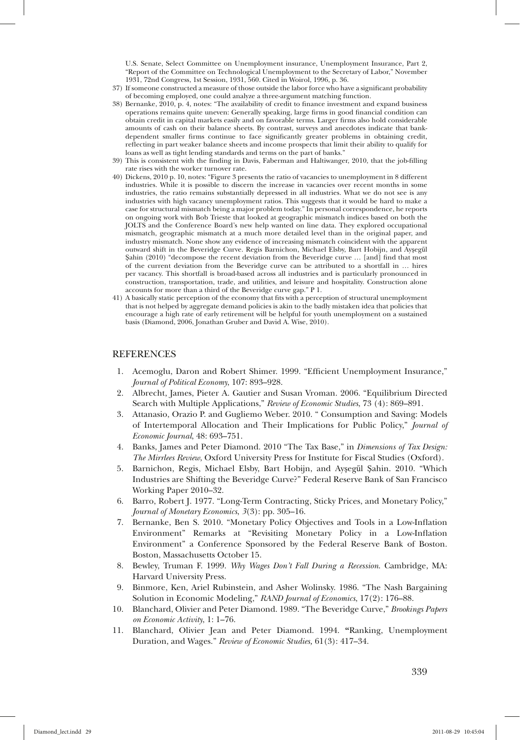U.S. Senate, Select Committee on Unemployment insurance, Unemployment Insurance, Part 2, "Report of the Committee on Technological Unemployment to the Secretary of Labor," November 1931, 72nd Congress, 1st Session, 1931, 560. Cited in Woirol, 1996, p. 36.

37) If someone constructed a measure of those outside the labor force who have a significant probability of becoming employed, one could analyze a three-argument matching function.

38) Bernanke, 2010, p. 4, notes: "The availability of credit to finance investment and expand business operations remains quite uneven: Generally speaking, large firms in good financial condition can obtain credit in capital markets easily and on favorable terms. Larger firms also hold considerable amounts of cash on their balance sheets. By contrast, surveys and anecdotes indicate that bank-dependent smaller firms continue to face significantly greater problems in obtaining credit, reflecting in part weaker balance sheets and income prospects that limit their ability to qualify for loans as well as tight lending standards and terms on the part of banks."

39) This is consistent with the finding in Davis, Faberman and Haltiwanger, 2010, that the job-filling rate rises with the worker turnover rate.

40) Dickens, 2010 p. 10, notes: "Figure 3 presents the ratio of vacancies to unemployment in 8 different industries. While it is possible to discern the increase in vacancies over recent months in some industries, the ratio remains substantially depressed in all industries. What we do not see is any industries with high vacancy unemployment ratios. This suggests that it would be hard to make a case for structural mismatch being a major problem today." In personal correspondence, he reports on ongoing work with Bob Trieste that looked at geographic mismatch indices based on both the JOLTS and the Conference Board's new help wanted on line data. They explored occupational mismatch, geographic mismatch at a much more detailed level than in the original paper, and industry mismatch. None show any evidence of increasing mismatch coincident with the apparent outward shift in the Beveridge Curve. Regis Barnichon, Michael Elsby, Bart Hobijn, and Ayşegűl Şahin (2010) "decompose the recent deviation from the Beveridge curve … [and] find that most of the current deviation from the Beveridge curve can be attributed to a shortfall in … hires per vacancy. This shortfall is broad-based across all industries and is particularly pronounced in construction, transportation, trade, and utilities, and leisure and hospitality. Construction alone accounts for more than a third of the Beveridge curve gap." P 1.

41) A basically static perception of the economy that fits with a perception of structural unemployment that is not helped by aggregate demand policies is akin to the badly mistaken idea that policies that encourage a high rate of early retirement will be helpful for youth unemployment on a sustained basis (Diamond, 2006, Jonathan Gruber and David A. Wise, 2010).

## REFERENCES

1. Acemoglu, Daron and Robert Shimer. 1999. "Efficient Unemployment Insurance," *Journal of Political Economy*, 107: 893–928.
2. Albrecht, James, Pieter A. Gautier and Susan Vroman. 2006. "Equilibrium Directed Search with Multiple Applications," *Review of Economic Studies*, 73 (4): 869–891.
3. Attanasio, Orazio P. and Gugliemo Weber. 2010. " Consumption and Saving: Models of Intertemporal Allocation and Their Implications for Public Policy," *Journal of Economic Journal*, 48: 693–751.
4. Banks, James and Peter Diamond. 2010 "The Tax Base," in *Dimensions of Tax Design: The Mirrlees Review*, Oxford University Press for Institute for Fiscal Studies (Oxford).
5. Barnichon, Regis, Michael Elsby, Bart Hobijn, and Ayşegűl Şahin. 2010. "Which Industries are Shifting the Beveridge Curve?" Federal Reserve Bank of San Francisco Working Paper 2010–32.
6. Barro, Robert J. 1977. "Long-Term Contracting, Sticky Prices, and Monetary Policy," *Journal of Monetary Economics*, *3*(3): pp. 305–16.
7. Bernanke, Ben S. 2010. "Monetary Policy Objectives and Tools in a Low-Inflation Environment" Remarks at "Revisiting Monetary Policy in a Low-Inflation Environment" a Conference Sponsored by the Federal Reserve Bank of Boston. Boston, Massachusetts October 15.
8. Bewley, Truman F. 1999. *Why Wages Don't Fall During a Recession*. Cambridge, MA: Harvard University Press.
9. Binmore, Ken, Ariel Rubinstein, and Asher Wolinsky. 1986. "The Nash Bargaining Solution in Economic Modeling," *RAND Journal of Economics*, 17(2): 176–88.
10. Blanchard, Olivier and Peter Diamond. 1989. "The Beveridge Curve," *Brookings Papers on Economic Activity*, 1: 1–76.
11. Blanchard, Olivier Jean and Peter Diamond. 1994. "Ranking, Unemployment Duration, and Wages." *Review of Economic Studies,* 61(3): 417–34.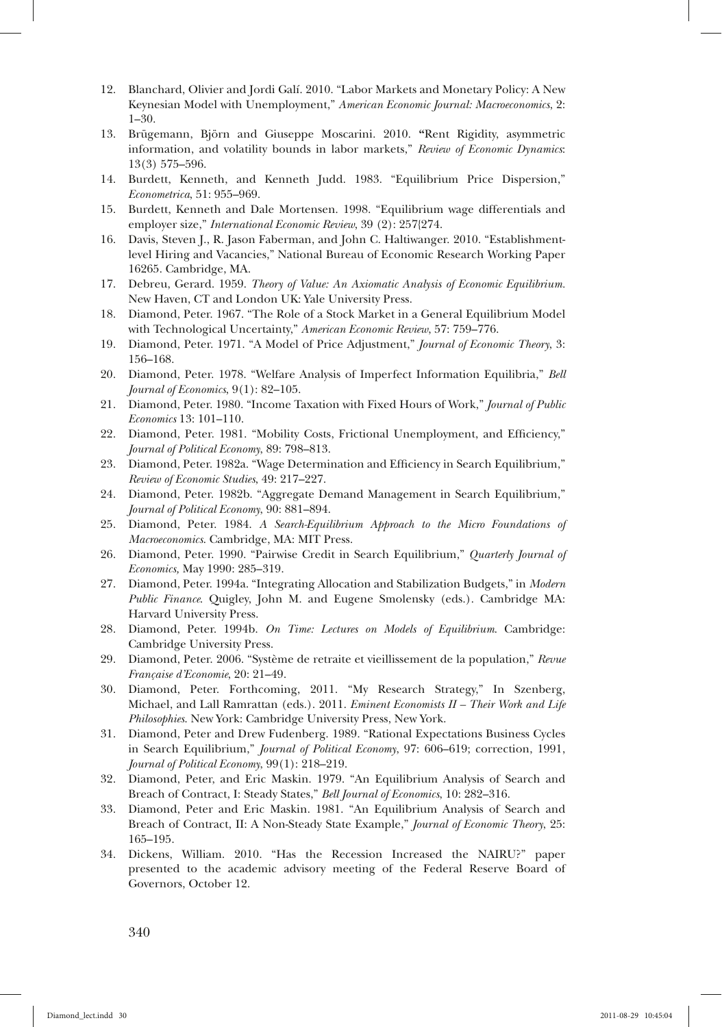12. Blanchard, Olivier and Jordi Galí. 2010. "Labor Markets and Monetary Policy: A New Keynesian Model with Unemployment," *American Economic Journal: Macroeconomics*, 2: 1–30.
13. Brügemann, Björn and Giuseppe Moscarini. 2010. "Rent Rigidity, asymmetric information, and volatility bounds in labor markets," *Review of Economic Dynamics*: 13(3) 575–596.
14. Burdett, Kenneth, and Kenneth Judd. 1983. "Equilibrium Price Dispersion," *Econometrica*, 51: 955–969.
15. Burdett, Kenneth and Dale Mortensen. 1998. "Equilibrium wage differentials and employer size," *International Economic Review*, 39 (2): 257{274.
16. Davis, Steven J., R. Jason Faberman, and John C. Haltiwanger. 2010. "Establishment-level Hiring and Vacancies," National Bureau of Economic Research Working Paper 16265. Cambridge, MA.
17. Debreu, Gerard. 1959. *Theory of Value: An Axiomatic Analysis of Economic Equilibrium.* New Haven, CT and London UK: Yale University Press.
18. Diamond, Peter. 1967. "The Role of a Stock Market in a General Equilibrium Model with Technological Uncertainty," *American Economic Review*, 57: 759–776.
19. Diamond, Peter. 1971. "A Model of Price Adjustment," *Journal of Economic Theory*, 3: 156–168.
20. Diamond, Peter. 1978. "Welfare Analysis of Imperfect Information Equilibria," *Bell Journal of Economics*, 9(1): 82–105.
21. Diamond, Peter. 1980. "Income Taxation with Fixed Hours of Work," *Journal of Public Economics* 13: 101–110.
22. Diamond, Peter. 1981. "Mobility Costs, Frictional Unemployment, and Efficiency," *Journal of Political Economy*, 89: 798–813.
23. Diamond, Peter. 1982a. "Wage Determination and Efficiency in Search Equilibrium," *Review of Economic Studies*, 49: 217–227.
24. Diamond, Peter. 1982b. "Aggregate Demand Management in Search Equilibrium," *Journal of Political Economy*, 90: 881–894.
25. Diamond, Peter. 1984. *A Search-Equilibrium Approach to the Micro Foundations of Macroeconomics*. Cambridge, MA: MIT Press.
26. Diamond, Peter. 1990. "Pairwise Credit in Search Equilibrium," *Quarterly Journal of Economics,* May 1990: 285–319.
27. Diamond, Peter. 1994a. "Integrating Allocation and Stabilization Budgets," in *Modern Public Finance*. Quigley, John M. and Eugene Smolensky (eds.). Cambridge MA: Harvard University Press.
28. Diamond, Peter. 1994b. *On Time: Lectures on Models of Equilibrium*. Cambridge: Cambridge University Press.
29. Diamond, Peter. 2006. "Système de retraite et vieillissement de la population," *Revue Française d'Economie*, 20: 21–49.
30. Diamond, Peter. Forthcoming, 2011. "My Research Strategy," In Szenberg, Michael, and Lall Ramrattan (eds.). 2011. *Eminent Economists II – Their Work and Life Philosophies*. New York: Cambridge University Press, New York.
31. Diamond, Peter and Drew Fudenberg. 1989. "Rational Expectations Business Cycles in Search Equilibrium," *Journal of Political Economy*, 97: 606–619; correction, 1991, *Journal of Political Economy*, 99(1): 218–219.
32. Diamond, Peter, and Eric Maskin. 1979. "An Equilibrium Analysis of Search and Breach of Contract, I: Steady States," *Bell Journal of Economics*, 10: 282–316.
33. Diamond, Peter and Eric Maskin. 1981. "An Equilibrium Analysis of Search and Breach of Contract, II: A Non-Steady State Example," *Journal of Economic Theory*, 25: 165–195.
34. Dickens, William. 2010. "Has the Recession Increased the NAIRU?" paper presented to the academic advisory meeting of the Federal Reserve Board of Governors, October 12.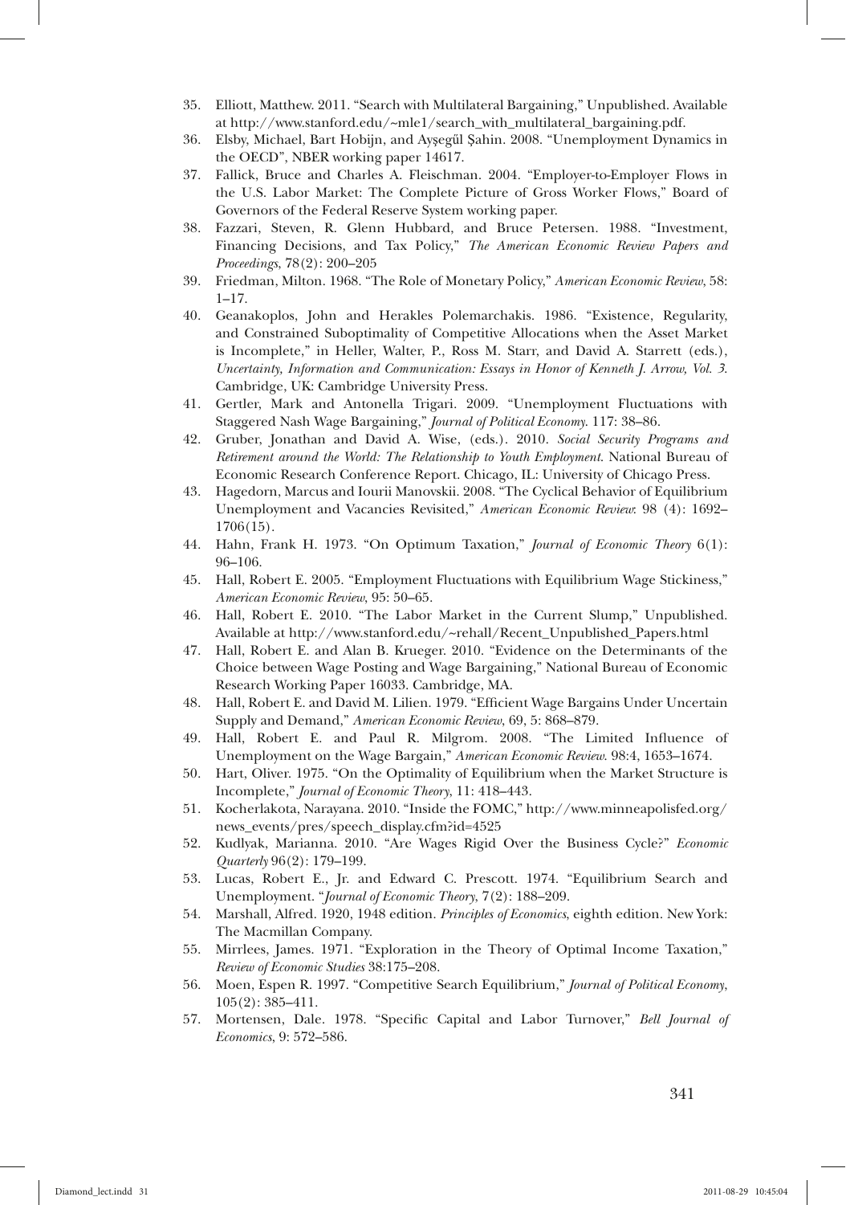35. Elliott, Matthew. 2011. "Search with Multilateral Bargaining," Unpublished. Available at http://www.stanford.edu/~mle1/search_with_multilateral_bargaining.pdf.
36. Elsby, Michael, Bart Hobijn, and Ayşegűl Şahin. 2008. "Unemployment Dynamics in the OECD", NBER working paper 14617.
37. Fallick, Bruce and Charles A. Fleischman. 2004. "Employer-to-Employer Flows in the U.S. Labor Market: The Complete Picture of Gross Worker Flows," Board of Governors of the Federal Reserve System working paper.
38. Fazzari, Steven, R. Glenn Hubbard, and Bruce Petersen. 1988. "Investment, Financing Decisions, and Tax Policy," *The American Economic Review Papers and Proceedings*, 78(2): 200–205
39. Friedman, Milton. 1968. "The Role of Monetary Policy," *American Economic Review*, 58: 1–17.
40. Geanakoplos, John and Herakles Polemarchakis. 1986. "Existence, Regularity, and Constrained Suboptimality of Competitive Allocations when the Asset Market is Incomplete," in Heller, Walter, P., Ross M. Starr, and David A. Starrett (eds.), *Uncertainty, Information and Communication: Essays in Honor of Kenneth J. Arrow, Vol. 3*. Cambridge, UK: Cambridge University Press.
41. Gertler, Mark and Antonella Trigari. 2009. "Unemployment Fluctuations with Staggered Nash Wage Bargaining," *Journal of Political Economy*. 117: 38–86.
42. Gruber, Jonathan and David A. Wise, (eds.). 2010. *Social Security Programs and Retirement around the World: The Relationship to Youth Employment*. National Bureau of Economic Research Conference Report. Chicago, IL: University of Chicago Press.
43. Hagedorn, Marcus and Iourii Manovskii. 2008. "The Cyclical Behavior of Equilibrium Unemployment and Vacancies Revisited," *American Economic Review*: 98 (4): 1692–1706(15).
44. Hahn, Frank H. 1973. "On Optimum Taxation," *Journal of Economic Theory* 6(1): 96–106.
45. Hall, Robert E. 2005. "Employment Fluctuations with Equilibrium Wage Stickiness," *American Economic Review*, 95: 50–65.
46. Hall, Robert E. 2010. "The Labor Market in the Current Slump," Unpublished. Available at http://www.stanford.edu/~rehall/Recent_Unpublished_Papers.html
47. Hall, Robert E. and Alan B. Krueger. 2010. "Evidence on the Determinants of the Choice between Wage Posting and Wage Bargaining," National Bureau of Economic Research Working Paper 16033. Cambridge, MA.
48. Hall, Robert E. and David M. Lilien. 1979. "Efficient Wage Bargains Under Uncertain Supply and Demand," *American Economic Review*, 69, 5: 868–879.
49. Hall, Robert E. and Paul R. Milgrom. 2008. "The Limited Influence of Unemployment on the Wage Bargain," *American Economic Review*. 98:4, 1653–1674.
50. Hart, Oliver. 1975. "On the Optimality of Equilibrium when the Market Structure is Incomplete," *Journal of Economic Theory*, 11: 418–443.
51. Kocherlakota, Narayana. 2010. "Inside the FOMC," http://www.minneapolisfed.org/news_events/pres/speech_display.cfm?id=4525
52. Kudlyak, Marianna. 2010. "Are Wages Rigid Over the Business Cycle?" *Economic Quarterly* 96(2): 179–199.
53. Lucas, Robert E., Jr. and Edward C. Prescott. 1974. "Equilibrium Search and Unemployment. "*Journal of Economic Theory*, 7(2): 188–209.
54. Marshall, Alfred. 1920, 1948 edition. *Principles of Economics*, eighth edition. New York: The Macmillan Company.
55. Mirrlees, James. 1971. "Exploration in the Theory of Optimal Income Taxation," *Review of Economic Studies* 38:175–208.
56. Moen, Espen R. 1997. "Competitive Search Equilibrium," *Journal of Political Economy*, 105(2): 385–411.
57. Mortensen, Dale. 1978. "Specific Capital and Labor Turnover," *Bell Journal of Economics*, 9: 572–586.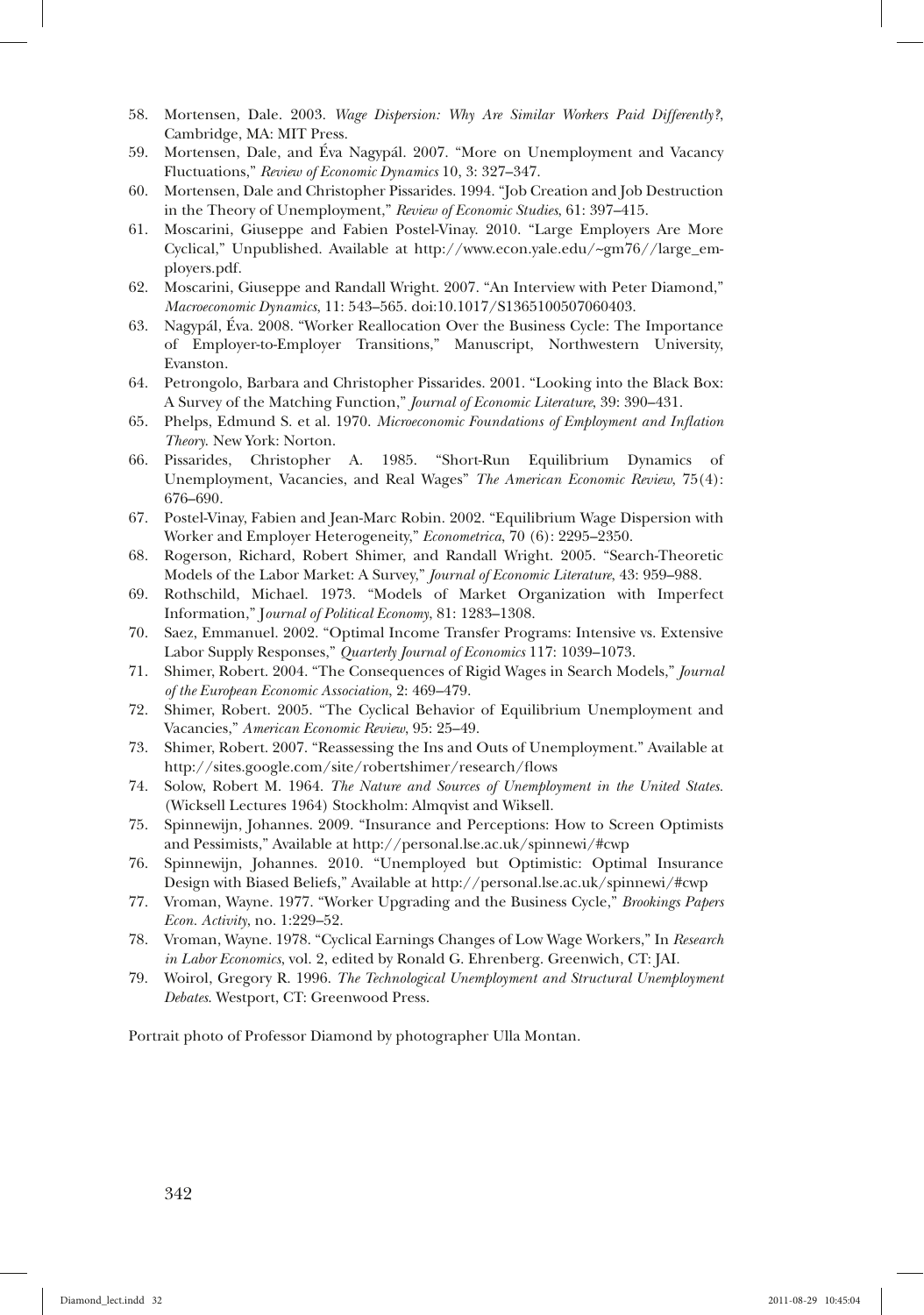58. Mortensen, Dale. 2003. *Wage Dispersion: Why Are Similar Workers Paid Differently?*, Cambridge, MA: MIT Press.
59. Mortensen, Dale, and Éva Nagypál. 2007. "More on Unemployment and Vacancy Fluctuations," *Review of Economic Dynamics* 10, 3: 327–347.
60. Mortensen, Dale and Christopher Pissarides. 1994. "Job Creation and Job Destruction in the Theory of Unemployment," *Review of Economic Studies*, 61: 397–415.
61. Moscarini, Giuseppe and Fabien Postel-Vinay. 2010. "Large Employers Are More Cyclical," Unpublished. Available at http://www.econ.yale.edu/~gm76//large_employers.pdf.
62. Moscarini, Giuseppe and Randall Wright. 2007. "An Interview with Peter Diamond," *Macroeconomic Dynamics*, 11: 543–565. doi:10.1017/S1365100507060403.
63. Nagypál, Éva. 2008. "Worker Reallocation Over the Business Cycle: The Importance of Employer-to-Employer Transitions," Manuscript, Northwestern University, Evanston.
64. Petrongolo, Barbara and Christopher Pissarides. 2001. "Looking into the Black Box: A Survey of the Matching Function," *Journal of Economic Literature*, 39: 390–431.
65. Phelps, Edmund S. et al. 1970. *Microeconomic Foundations of Employment and Inflation Theory.* New York: Norton.
66. Pissarides, Christopher A. 1985. "Short-Run Equilibrium Dynamics of Unemployment, Vacancies, and Real Wages" *The American Economic Review*, 75(4): 676–690.
67. Postel-Vinay, Fabien and Jean-Marc Robin. 2002. "Equilibrium Wage Dispersion with Worker and Employer Heterogeneity," *Econometrica*, 70 (6): 2295–2350.
68. Rogerson, Richard, Robert Shimer, and Randall Wright. 2005. "Search-Theoretic Models of the Labor Market: A Survey," *Journal of Economic Literature*, 43: 959–988.
69. Rothschild, Michael. 1973. "Models of Market Organization with Imperfect Information," *Journal of Political Economy*, 81: 1283–1308.
70. Saez, Emmanuel. 2002. "Optimal Income Transfer Programs: Intensive vs. Extensive Labor Supply Responses," *Quarterly Journal of Economics* 117: 1039–1073.
71. Shimer, Robert. 2004. "The Consequences of Rigid Wages in Search Models," *Journal of the European Economic Association*, 2: 469–479.
72. Shimer, Robert. 2005. "The Cyclical Behavior of Equilibrium Unemployment and Vacancies," *American Economic Review*, 95: 25–49.
73. Shimer, Robert. 2007. "Reassessing the Ins and Outs of Unemployment." Available at http://sites.google.com/site/robertshimer/research/flows
74. Solow, Robert M. 1964. *The Nature and Sources of Unemployment in the United States.* (Wicksell Lectures 1964) Stockholm: Almqvist and Wiksell.
75. Spinnewijn, Johannes. 2009. "Insurance and Perceptions: How to Screen Optimists and Pessimists," Available at http://personal.lse.ac.uk/spinnewi/#cwp
76. Spinnewijn, Johannes. 2010. "Unemployed but Optimistic: Optimal Insurance Design with Biased Beliefs," Available at http://personal.lse.ac.uk/spinnewi/#cwp
77. Vroman, Wayne. 1977. "Worker Upgrading and the Business Cycle," *Brookings Papers Econ. Activity*, no. 1:229–52.
78. Vroman, Wayne. 1978. "Cyclical Earnings Changes of Low Wage Workers," In *Research in Labor Economics*, vol. 2, edited by Ronald G. Ehrenberg. Greenwich, CT: JAI.
79. Woirol, Gregory R. 1996. *The Technological Unemployment and Structural Unemployment Debates.* Westport, CT: Greenwood Press.

Portrait photo of Professor Diamond by photographer Ulla Montan.